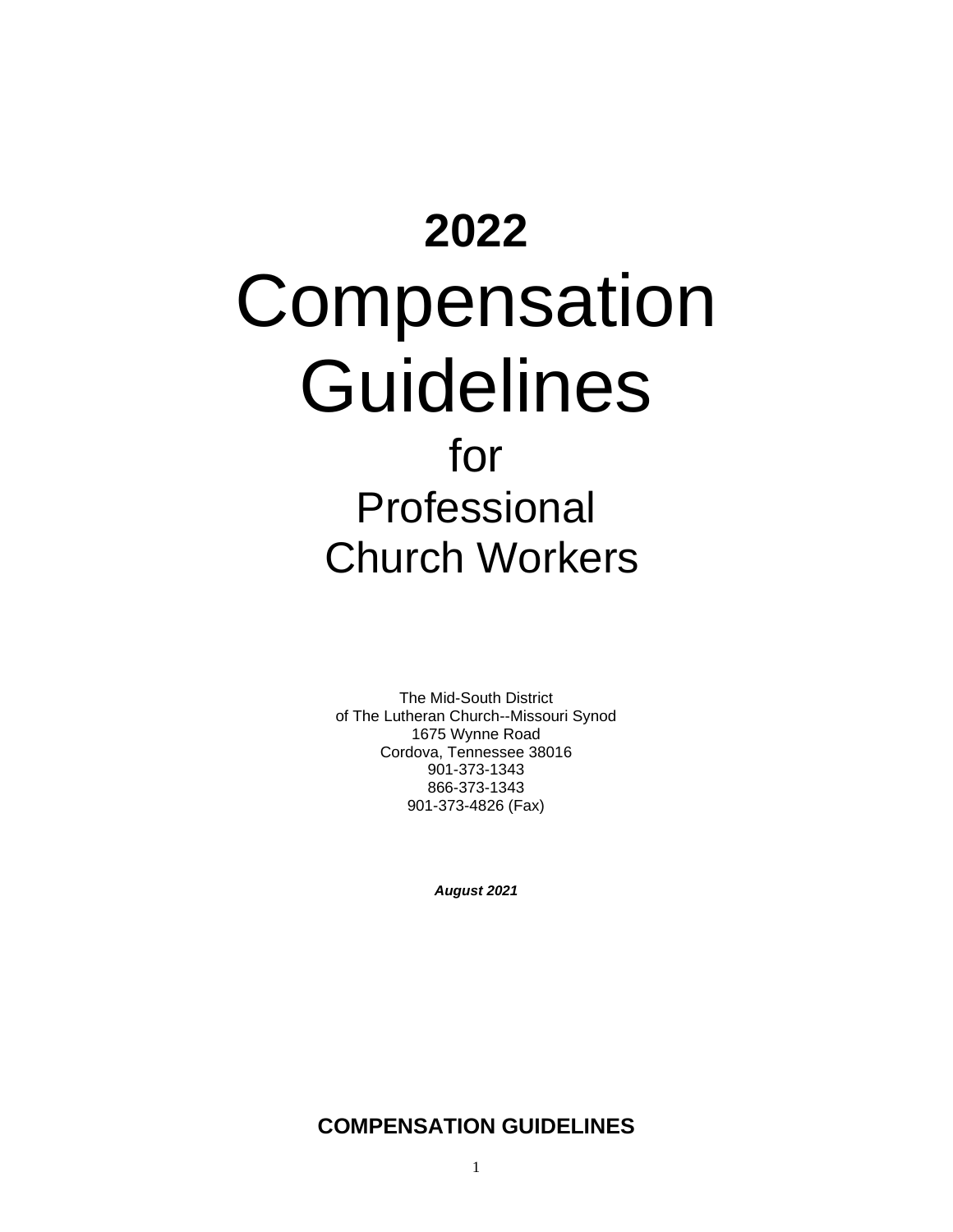# 2022

# Compensation Guidelines

## for

## Professional Church Workers

The Mid-South District
of The Lutheran Church--Missouri Synod
1675 Wynne Road
Cordova, Tennessee 38016
901-373-1343
866-373-1343
901-373-4826 (Fax)

***August 2021***

## COMPENSATION GUIDELINES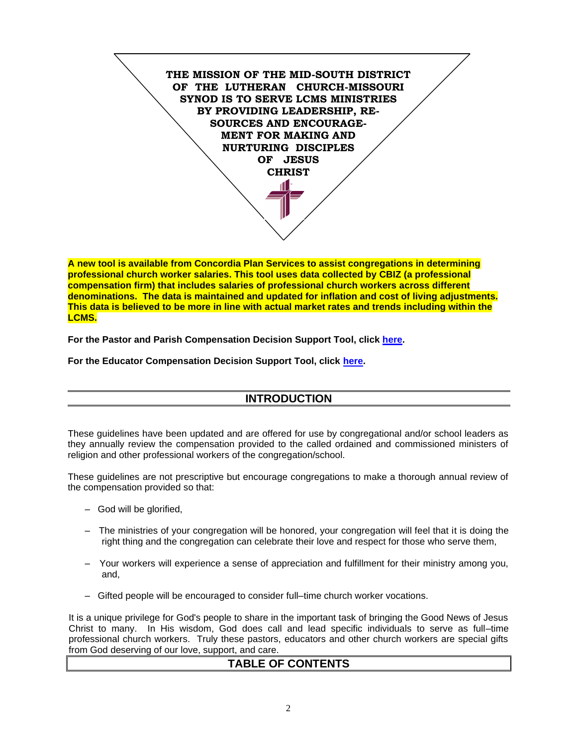**THE MISSION OF THE MID-SOUTH DISTRICT OF THE LUTHERAN CHURCH-MISSOURI SYNOD IS TO SERVE LCMS MINISTRIES BY PROVIDING LEADERSHIP, RESOURCES AND ENCOURAGEMENT FOR MAKING AND NURTURING DISCIPLES OF JESUS CHRIST**

**A new tool is available from Concordia Plan Services to assist congregations in determining professional church worker salaries. This tool uses data collected by CBIZ (a professional compensation firm) that includes salaries of professional church workers across different denominations. The data is maintained and updated for inflation and cost of living adjustments. This data is believed to be more in line with actual market rates and trends including within the LCMS.**

**For the Pastor and Parish Compensation Decision Support Tool, click here.**

**For the Educator Compensation Decision Support Tool, click here.**

## INTRODUCTION

These guidelines have been updated and are offered for use by congregational and/or school leaders as they annually review the compensation provided to the called ordained and commissioned ministers of religion and other professional workers of the congregation/school.

These guidelines are not prescriptive but encourage congregations to make a thorough annual review of the compensation provided so that:

- God will be glorified,
- The ministries of your congregation will be honored, your congregation will feel that it is doing the right thing and the congregation can celebrate their love and respect for those who serve them,
- Your workers will experience a sense of appreciation and fulfillment for their ministry among you, and,
- Gifted people will be encouraged to consider full–time church worker vocations.

It is a unique privilege for God's people to share in the important task of bringing the Good News of Jesus Christ to many. In His wisdom, God does call and lead specific individuals to serve as full–time professional church workers. Truly these pastors, educators and other church workers are special gifts from God deserving of our love, support, and care.

## TABLE OF CONTENTS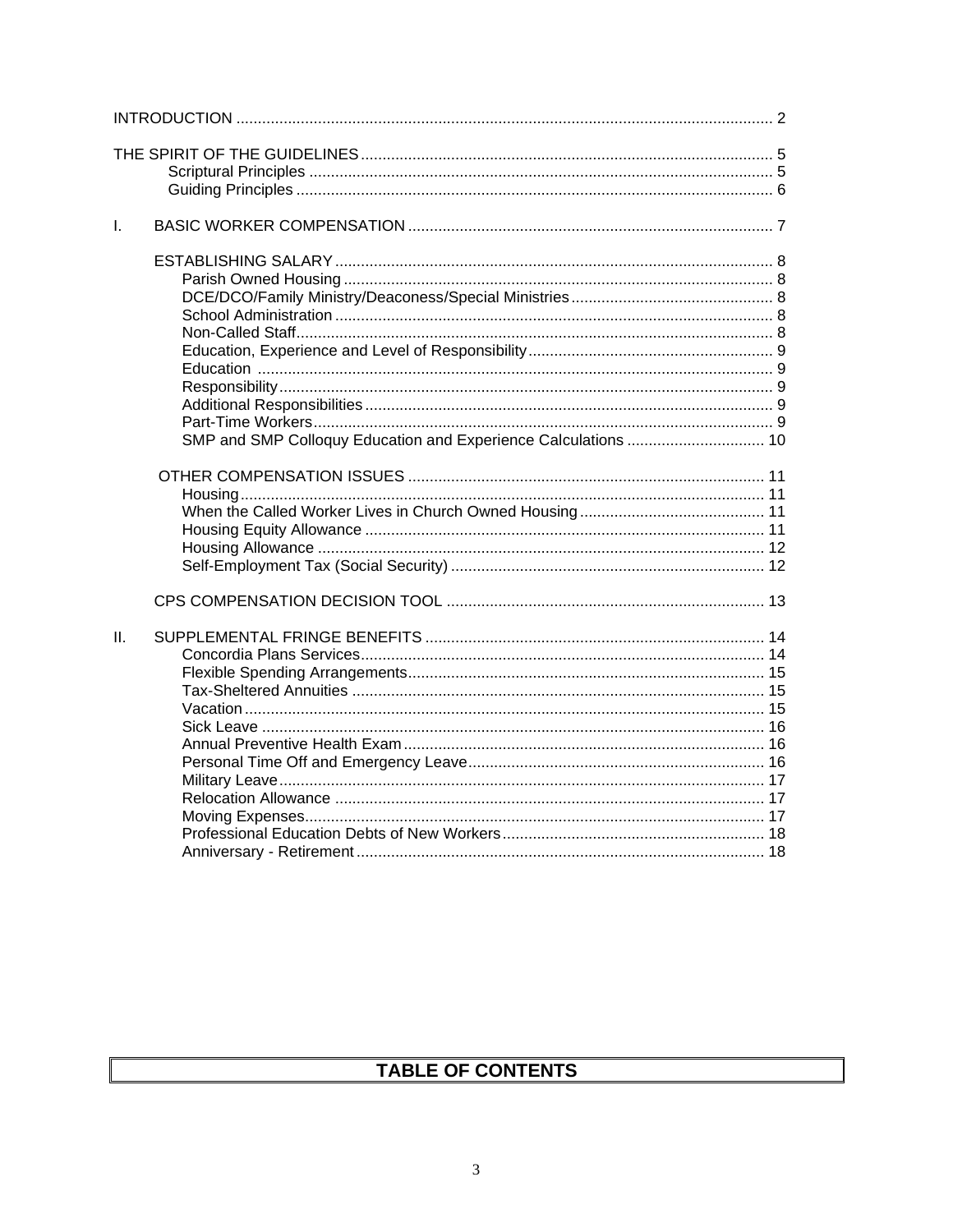## TABLE OF CONTENTS

INTRODUCTION ........................................................................................................................ 2

THE SPIRIT OF THE GUIDELINES .............................................................................................. 5
- Scriptural Principles .......................................................................................................... 5
- Guiding Principles ............................................................................................................ 6

I. BASIC WORKER COMPENSATION .................................................................................... 7

ESTABLISHING SALARY ..................................................................................................... 8
- Parish Owned Housing ................................................................................................... 8
- DCE/DCO/Family Ministry/Deaconess/Special Ministries .............................................. 8
- School Administration ..................................................................................................... 8
- Non-Called Staff ............................................................................................................. 8
- Education, Experience and Level of Responsibility ........................................................ 9
- Education ....................................................................................................................... 9
- Responsibility ................................................................................................................. 9
- Additional Responsibilities .............................................................................................. 9
- Part-Time Workers .......................................................................................................... 9
- SMP and SMP Colloquy Education and Experience Calculations ................................ 10

OTHER COMPENSATION ISSUES .................................................................................. 11
- Housing ........................................................................................................................ 11
- When the Called Worker Lives in Church Owned Housing ........................................... 11
- Housing Equity Allowance ............................................................................................ 11
- Housing Allowance ....................................................................................................... 12
- Self-Employment Tax (Social Security) ........................................................................ 12

CPS COMPENSATION DECISION TOOL ......................................................................... 13

II. SUPPLEMENTAL FRINGE BENEFITS .............................................................................. 14
- Concordia Plans Services ............................................................................................. 14
- Flexible Spending Arrangements .................................................................................. 15
- Tax-Sheltered Annuities ............................................................................................... 15
- Vacation ........................................................................................................................ 15
- Sick Leave .................................................................................................................... 16
- Annual Preventive Health Exam ................................................................................... 16
- Personal Time Off and Emergency Leave .................................................................... 16
- Military Leave ................................................................................................................ 17
- Relocation Allowance ................................................................................................... 17
- Moving Expenses .......................................................................................................... 17
- Professional Education Debts of New Workers ............................................................ 18
- Anniversary - Retirement .............................................................................................. 18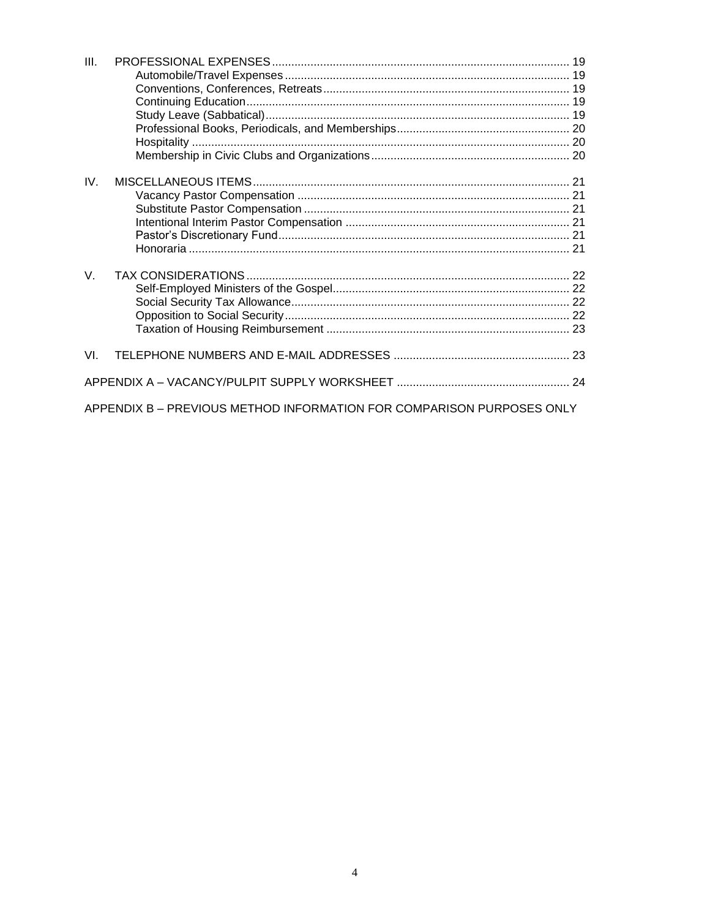III. PROFESSIONAL EXPENSES ........ 19
- Automobile/Travel Expenses ........ 19
- Conventions, Conferences, Retreats ........ 19
- Continuing Education ........ 19
- Study Leave (Sabbatical) ........ 19
- Professional Books, Periodicals, and Memberships ........ 20
- Hospitality ........ 20
- Membership in Civic Clubs and Organizations ........ 20

IV. MISCELLANEOUS ITEMS ........ 21
- Vacancy Pastor Compensation ........ 21
- Substitute Pastor Compensation ........ 21
- Intentional Interim Pastor Compensation ........ 21
- Pastor's Discretionary Fund ........ 21
- Honoraria ........ 21

V. TAX CONSIDERATIONS ........ 22
- Self-Employed Ministers of the Gospel ........ 22
- Social Security Tax Allowance ........ 22
- Opposition to Social Security ........ 22
- Taxation of Housing Reimbursement ........ 23

VI. TELEPHONE NUMBERS AND E-MAIL ADDRESSES ........ 23

APPENDIX A – VACANCY/PULPIT SUPPLY WORKSHEET ........ 24

APPENDIX B – PREVIOUS METHOD INFORMATION FOR COMPARISON PURPOSES ONLY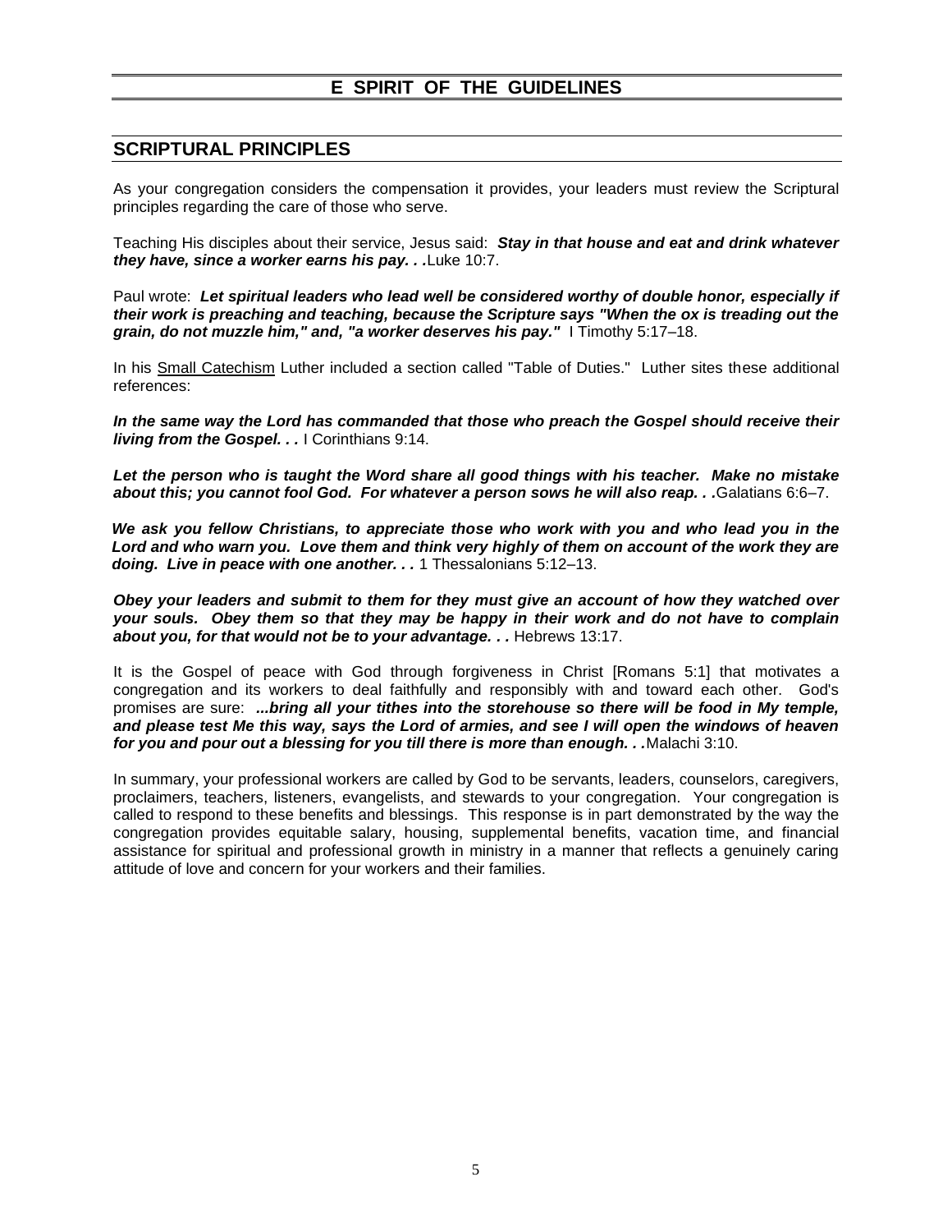# E SPIRIT OF THE GUIDELINES

## SCRIPTURAL PRINCIPLES

As your congregation considers the compensation it provides, your leaders must review the Scriptural principles regarding the care of those who serve.

Teaching His disciples about their service, Jesus said: ***Stay in that house and eat and drink whatever they have, since a worker earns his pay. . .***Luke 10:7.

Paul wrote: ***Let spiritual leaders who lead well be considered worthy of double honor, especially if their work is preaching and teaching, because the Scripture says "When the ox is treading out the grain, do not muzzle him," and, "a worker deserves his pay."*** I Timothy 5:17–18.

In his Small Catechism Luther included a section called "Table of Duties." Luther sites these additional references:

***In the same way the Lord has commanded that those who preach the Gospel should receive their living from the Gospel. . .*** I Corinthians 9:14.

***Let the person who is taught the Word share all good things with his teacher. Make no mistake about this; you cannot fool God. For whatever a person sows he will also reap. . .***Galatians 6:6–7.

***We ask you fellow Christians, to appreciate those who work with you and who lead you in the Lord and who warn you. Love them and think very highly of them on account of the work they are doing. Live in peace with one another. . .*** 1 Thessalonians 5:12–13.

***Obey your leaders and submit to them for they must give an account of how they watched over your souls. Obey them so that they may be happy in their work and do not have to complain about you, for that would not be to your advantage. . .*** Hebrews 13:17.

It is the Gospel of peace with God through forgiveness in Christ [Romans 5:1] that motivates a congregation and its workers to deal faithfully and responsibly with and toward each other. God's promises are sure: ***...bring all your tithes into the storehouse so there will be food in My temple, and please test Me this way, says the Lord of armies, and see I will open the windows of heaven for you and pour out a blessing for you till there is more than enough. . .***Malachi 3:10.

In summary, your professional workers are called by God to be servants, leaders, counselors, caregivers, proclaimers, teachers, listeners, evangelists, and stewards to your congregation. Your congregation is called to respond to these benefits and blessings. This response is in part demonstrated by the way the congregation provides equitable salary, housing, supplemental benefits, vacation time, and financial assistance for spiritual and professional growth in ministry in a manner that reflects a genuinely caring attitude of love and concern for your workers and their families.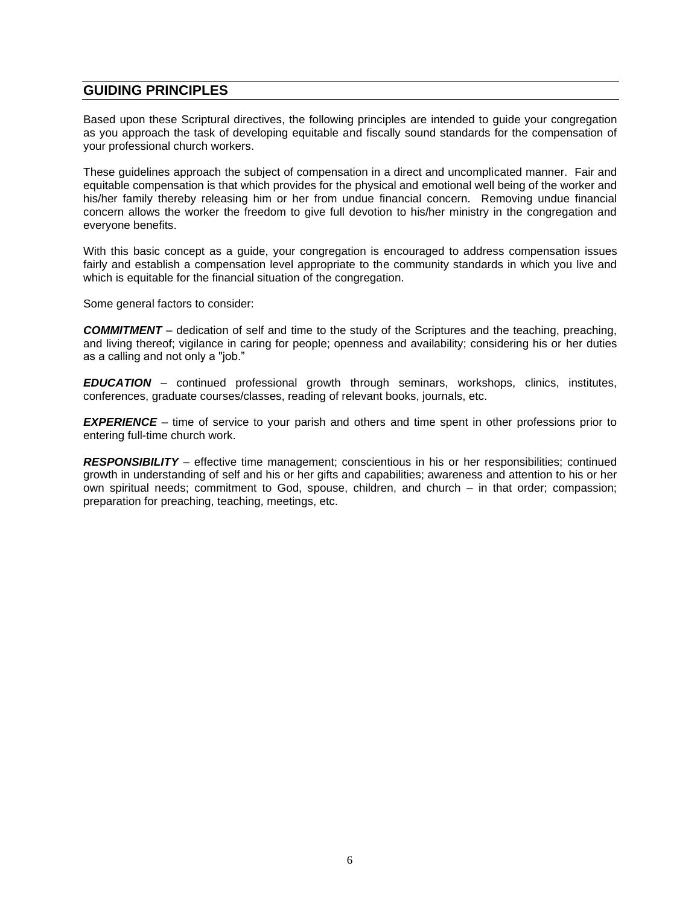## GUIDING PRINCIPLES

Based upon these Scriptural directives, the following principles are intended to guide your congregation as you approach the task of developing equitable and fiscally sound standards for the compensation of your professional church workers.

These guidelines approach the subject of compensation in a direct and uncomplicated manner. Fair and equitable compensation is that which provides for the physical and emotional well being of the worker and his/her family thereby releasing him or her from undue financial concern. Removing undue financial concern allows the worker the freedom to give full devotion to his/her ministry in the congregation and everyone benefits.

With this basic concept as a guide, your congregation is encouraged to address compensation issues fairly and establish a compensation level appropriate to the community standards in which you live and which is equitable for the financial situation of the congregation.

Some general factors to consider:

***COMMITMENT*** – dedication of self and time to the study of the Scriptures and the teaching, preaching, and living thereof; vigilance in caring for people; openness and availability; considering his or her duties as a calling and not only a "job."

***EDUCATION*** – continued professional growth through seminars, workshops, clinics, institutes, conferences, graduate courses/classes, reading of relevant books, journals, etc.

***EXPERIENCE*** – time of service to your parish and others and time spent in other professions prior to entering full-time church work.

***RESPONSIBILITY*** – effective time management; conscientious in his or her responsibilities; continued growth in understanding of self and his or her gifts and capabilities; awareness and attention to his or her own spiritual needs; commitment to God, spouse, children, and church – in that order; compassion; preparation for preaching, teaching, meetings, etc.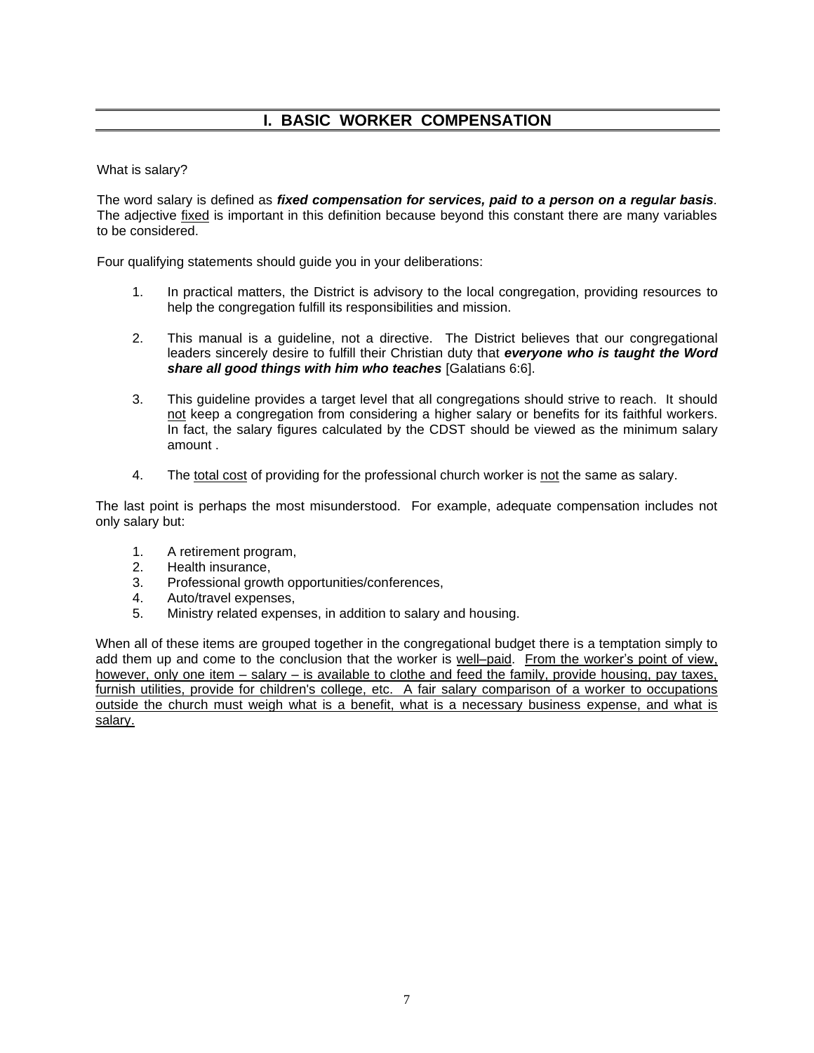# I. BASIC WORKER COMPENSATION

What is salary?

The word salary is defined as ***fixed compensation for services, paid to a person on a regular basis***. The adjective <u>fixed</u> is important in this definition because beyond this constant there are many variables to be considered.

Four qualifying statements should guide you in your deliberations:

1. In practical matters, the District is advisory to the local congregation, providing resources to help the congregation fulfill its responsibilities and mission.

2. This manual is a guideline, not a directive. The District believes that our congregational leaders sincerely desire to fulfill their Christian duty that ***everyone who is taught the Word share all good things with him who teaches*** [Galatians 6:6].

3. This guideline provides a target level that all congregations should strive to reach. It should <u>not</u> keep a congregation from considering a higher salary or benefits for its faithful workers. In fact, the salary figures calculated by the CDST should be viewed as the minimum salary amount .

4. The <u>total cost</u> of providing for the professional church worker is <u>not</u> the same as salary.

The last point is perhaps the most misunderstood. For example, adequate compensation includes not only salary but:

1. A retirement program,
2. Health insurance,
3. Professional growth opportunities/conferences,
4. Auto/travel expenses,
5. Ministry related expenses, in addition to salary and housing.

When all of these items are grouped together in the congregational budget there is a temptation simply to add them up and come to the conclusion that the worker is <u>well–paid</u>. <u>From the worker's point of view, however, only one item – salary – is available to clothe and feed the family, provide housing, pay taxes, furnish utilities, provide for children's college, etc. A fair salary comparison of a worker to occupations outside the church must weigh what is a benefit, what is a necessary business expense, and what is salary.</u>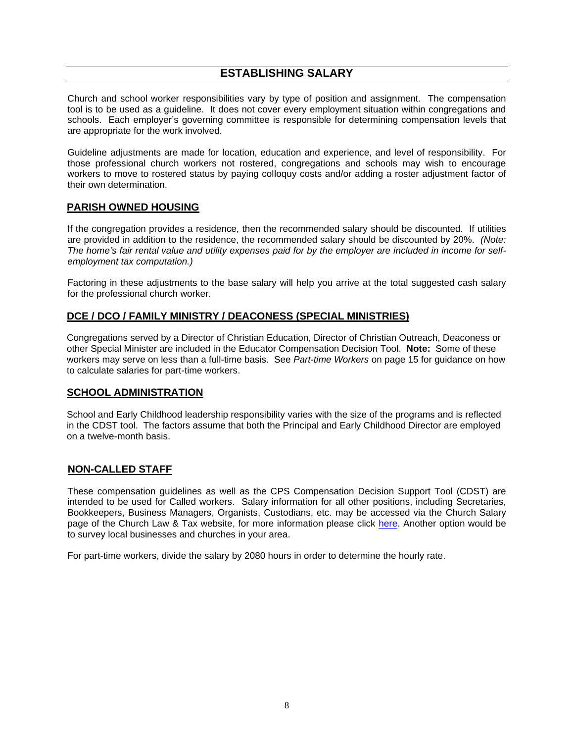# ESTABLISHING SALARY

Church and school worker responsibilities vary by type of position and assignment. The compensation tool is to be used as a guideline. It does not cover every employment situation within congregations and schools. Each employer's governing committee is responsible for determining compensation levels that are appropriate for the work involved.

Guideline adjustments are made for location, education and experience, and level of responsibility. For those professional church workers not rostered, congregations and schools may wish to encourage workers to move to rostered status by paying colloquy costs and/or adding a roster adjustment factor of their own determination.

## PARISH OWNED HOUSING

If the congregation provides a residence, then the recommended salary should be discounted. If utilities are provided in addition to the residence, the recommended salary should be discounted by 20%. *(Note: The home's fair rental value and utility expenses paid for by the employer are included in income for self-employment tax computation.)*

Factoring in these adjustments to the base salary will help you arrive at the total suggested cash salary for the professional church worker.

## DCE / DCO / FAMILY MINISTRY / DEACONESS (SPECIAL MINISTRIES)

Congregations served by a Director of Christian Education, Director of Christian Outreach, Deaconess or other Special Minister are included in the Educator Compensation Decision Tool. **Note:** Some of these workers may serve on less than a full-time basis. See *Part-time Workers* on page 15 for guidance on how to calculate salaries for part-time workers.

## SCHOOL ADMINISTRATION

School and Early Childhood leadership responsibility varies with the size of the programs and is reflected in the CDST tool. The factors assume that both the Principal and Early Childhood Director are employed on a twelve-month basis.

## NON-CALLED STAFF

These compensation guidelines as well as the CPS Compensation Decision Support Tool (CDST) are intended to be used for Called workers. Salary information for all other positions, including Secretaries, Bookkeepers, Business Managers, Organists, Custodians, etc. may be accessed via the Church Salary page of the Church Law & Tax website, for more information please click here. Another option would be to survey local businesses and churches in your area.

For part-time workers, divide the salary by 2080 hours in order to determine the hourly rate.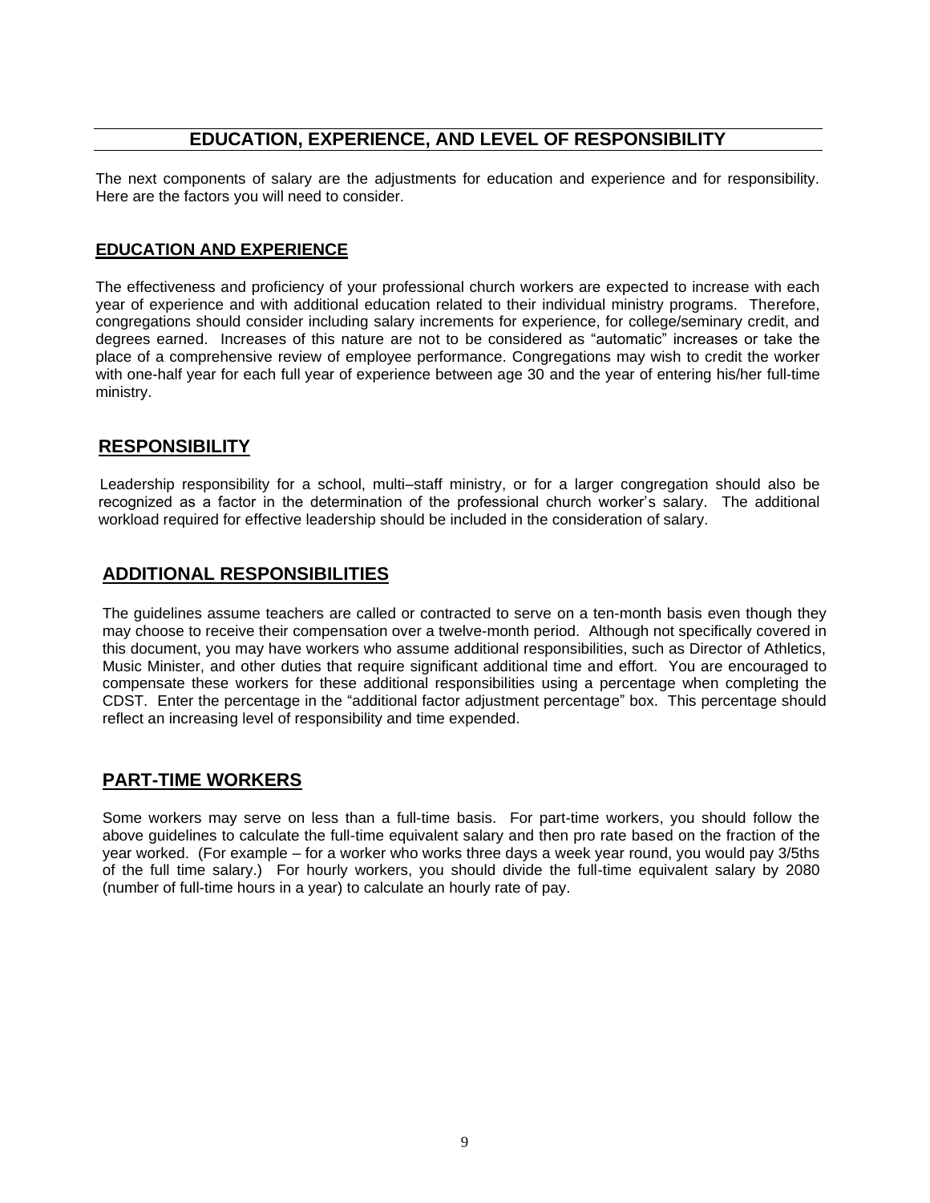## EDUCATION, EXPERIENCE, AND LEVEL OF RESPONSIBILITY

The next components of salary are the adjustments for education and experience and for responsibility. Here are the factors you will need to consider.

### EDUCATION AND EXPERIENCE

The effectiveness and proficiency of your professional church workers are expected to increase with each year of experience and with additional education related to their individual ministry programs. Therefore, congregations should consider including salary increments for experience, for college/seminary credit, and degrees earned. Increases of this nature are not to be considered as "automatic" increases or take the place of a comprehensive review of employee performance. Congregations may wish to credit the worker with one-half year for each full year of experience between age 30 and the year of entering his/her full-time ministry.

### RESPONSIBILITY

Leadership responsibility for a school, multi–staff ministry, or for a larger congregation should also be recognized as a factor in the determination of the professional church worker's salary. The additional workload required for effective leadership should be included in the consideration of salary.

### ADDITIONAL RESPONSIBILITIES

The guidelines assume teachers are called or contracted to serve on a ten-month basis even though they may choose to receive their compensation over a twelve-month period. Although not specifically covered in this document, you may have workers who assume additional responsibilities, such as Director of Athletics, Music Minister, and other duties that require significant additional time and effort. You are encouraged to compensate these workers for these additional responsibilities using a percentage when completing the CDST. Enter the percentage in the "additional factor adjustment percentage" box. This percentage should reflect an increasing level of responsibility and time expended.

### PART-TIME WORKERS

Some workers may serve on less than a full-time basis. For part-time workers, you should follow the above guidelines to calculate the full-time equivalent salary and then pro rate based on the fraction of the year worked. (For example – for a worker who works three days a week year round, you would pay 3/5ths of the full time salary.) For hourly workers, you should divide the full-time equivalent salary by 2080 (number of full-time hours in a year) to calculate an hourly rate of pay.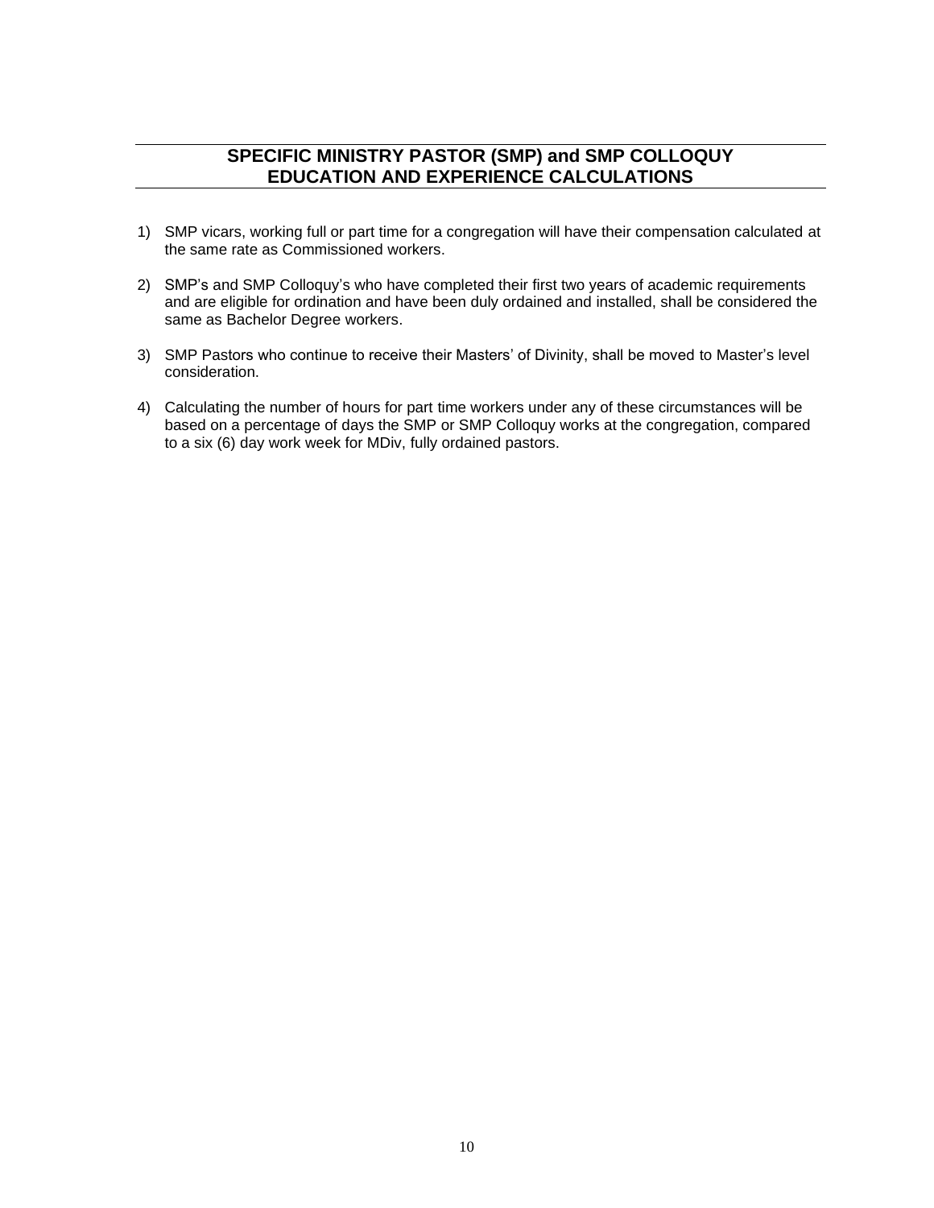## SPECIFIC MINISTRY PASTOR (SMP) and SMP COLLOQUY EDUCATION AND EXPERIENCE CALCULATIONS

1) SMP vicars, working full or part time for a congregation will have their compensation calculated at the same rate as Commissioned workers.

2) SMP's and SMP Colloquy's who have completed their first two years of academic requirements and are eligible for ordination and have been duly ordained and installed, shall be considered the same as Bachelor Degree workers.

3) SMP Pastors who continue to receive their Masters' of Divinity, shall be moved to Master's level consideration.

4) Calculating the number of hours for part time workers under any of these circumstances will be based on a percentage of days the SMP or SMP Colloquy works at the congregation, compared to a six (6) day work week for MDiv, fully ordained pastors.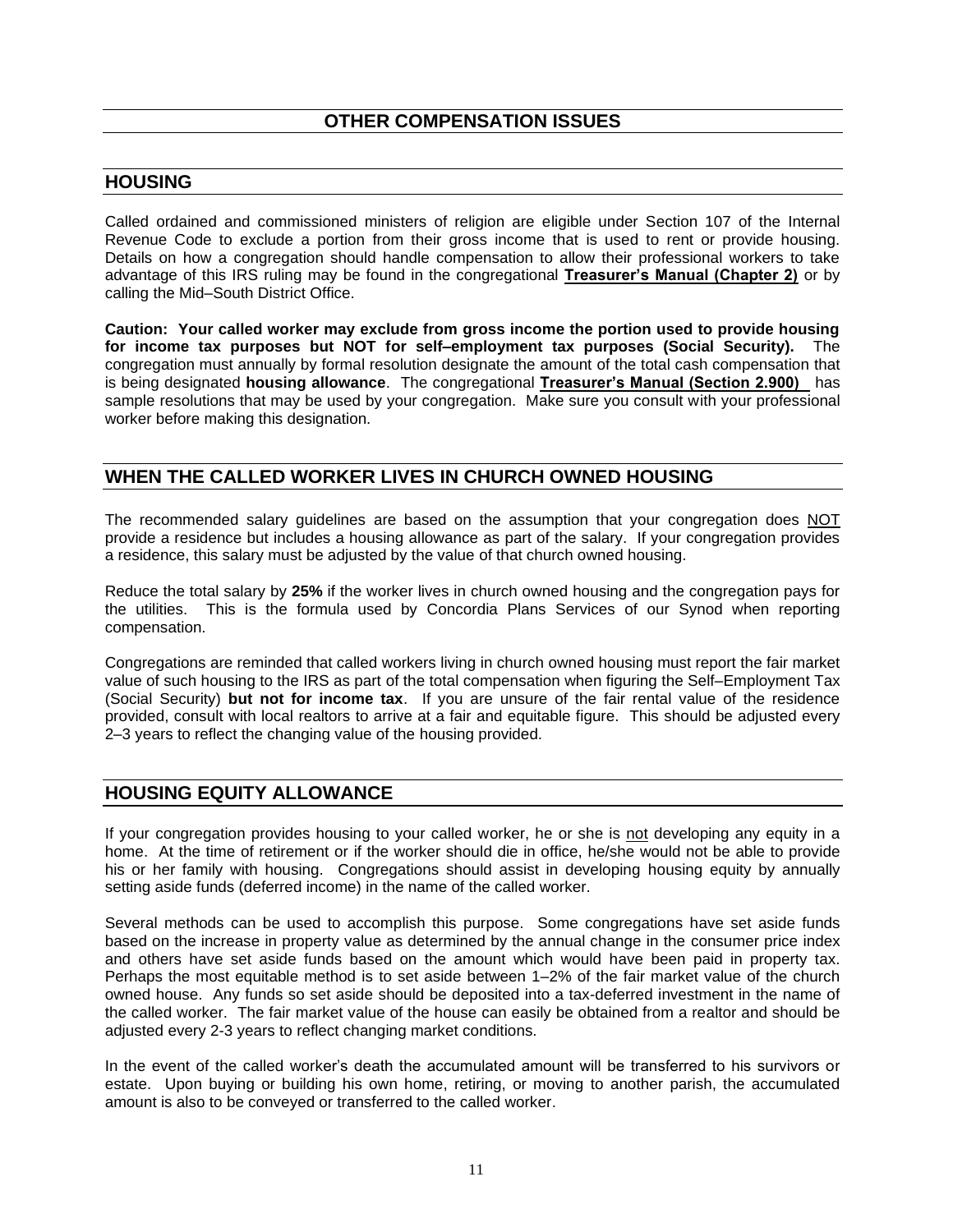## OTHER COMPENSATION ISSUES

## HOUSING

Called ordained and commissioned ministers of religion are eligible under Section 107 of the Internal Revenue Code to exclude a portion from their gross income that is used to rent or provide housing. Details on how a congregation should handle compensation to allow their professional workers to take advantage of this IRS ruling may be found in the congregational **Treasurer's Manual (Chapter 2)** or by calling the Mid–South District Office.

**Caution: Your called worker may exclude from gross income the portion used to provide housing for income tax purposes but NOT for self–employment tax purposes (Social Security).** The congregation must annually by formal resolution designate the amount of the total cash compensation that is being designated **housing allowance**. The congregational **Treasurer's Manual (Section 2.900)** has sample resolutions that may be used by your congregation. Make sure you consult with your professional worker before making this designation.

## WHEN THE CALLED WORKER LIVES IN CHURCH OWNED HOUSING

The recommended salary guidelines are based on the assumption that your congregation does NOT provide a residence but includes a housing allowance as part of the salary. If your congregation provides a residence, this salary must be adjusted by the value of that church owned housing.

Reduce the total salary by **25%** if the worker lives in church owned housing and the congregation pays for the utilities. This is the formula used by Concordia Plans Services of our Synod when reporting compensation.

Congregations are reminded that called workers living in church owned housing must report the fair market value of such housing to the IRS as part of the total compensation when figuring the Self–Employment Tax (Social Security) **but not for income tax**. If you are unsure of the fair rental value of the residence provided, consult with local realtors to arrive at a fair and equitable figure. This should be adjusted every 2–3 years to reflect the changing value of the housing provided.

## HOUSING EQUITY ALLOWANCE

If your congregation provides housing to your called worker, he or she is not developing any equity in a home. At the time of retirement or if the worker should die in office, he/she would not be able to provide his or her family with housing. Congregations should assist in developing housing equity by annually setting aside funds (deferred income) in the name of the called worker.

Several methods can be used to accomplish this purpose. Some congregations have set aside funds based on the increase in property value as determined by the annual change in the consumer price index and others have set aside funds based on the amount which would have been paid in property tax. Perhaps the most equitable method is to set aside between 1–2% of the fair market value of the church owned house. Any funds so set aside should be deposited into a tax-deferred investment in the name of the called worker. The fair market value of the house can easily be obtained from a realtor and should be adjusted every 2-3 years to reflect changing market conditions.

In the event of the called worker's death the accumulated amount will be transferred to his survivors or estate. Upon buying or building his own home, retiring, or moving to another parish, the accumulated amount is also to be conveyed or transferred to the called worker.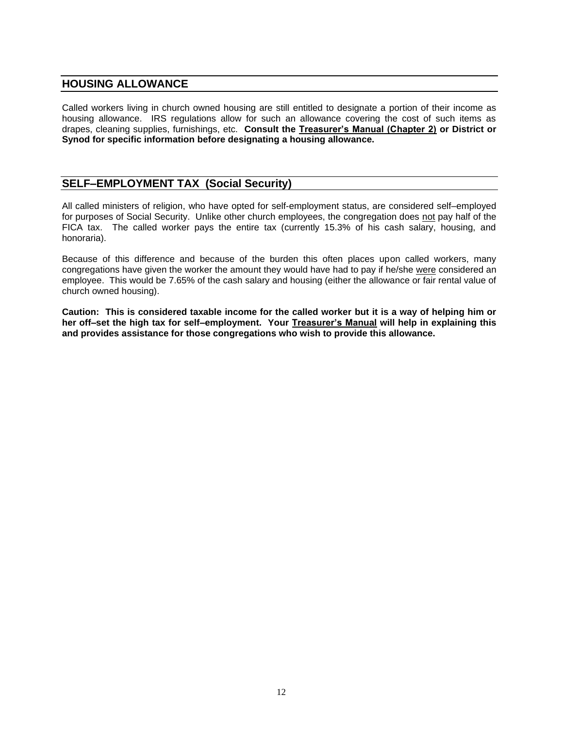## HOUSING ALLOWANCE

Called workers living in church owned housing are still entitled to designate a portion of their income as housing allowance. IRS regulations allow for such an allowance covering the cost of such items as drapes, cleaning supplies, furnishings, etc. **Consult the <u>Treasurer's Manual (Chapter 2)</u> or District or Synod for specific information before designating a housing allowance.**

## SELF–EMPLOYMENT TAX (Social Security)

All called ministers of religion, who have opted for self-employment status, are considered self–employed for purposes of Social Security. Unlike other church employees, the congregation does <u>not</u> pay half of the FICA tax. The called worker pays the entire tax (currently 15.3% of his cash salary, housing, and honoraria).

Because of this difference and because of the burden this often places upon called workers, many congregations have given the worker the amount they would have had to pay if he/she <u>were</u> considered an employee. This would be 7.65% of the cash salary and housing (either the allowance or fair rental value of church owned housing).

**Caution: This is considered taxable income for the called worker but it is a way of helping him or her off–set the high tax for self–employment. Your <u>Treasurer's Manual</u> will help in explaining this and provides assistance for those congregations who wish to provide this allowance.**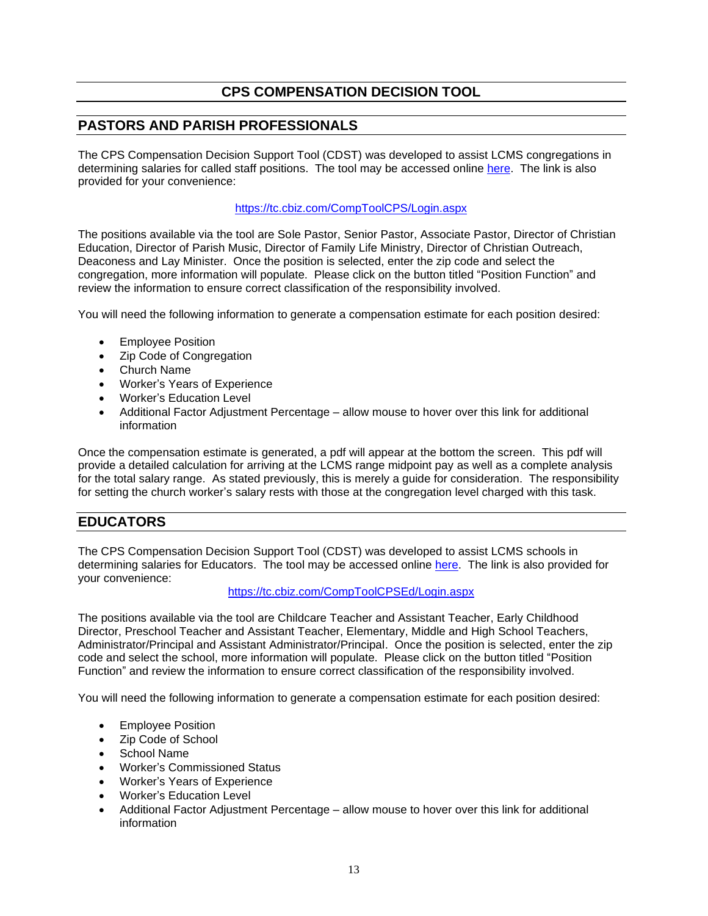# CPS COMPENSATION DECISION TOOL

## PASTORS AND PARISH PROFESSIONALS

The CPS Compensation Decision Support Tool (CDST) was developed to assist LCMS congregations in determining salaries for called staff positions. The tool may be accessed online here. The link is also provided for your convenience:

https://tc.cbiz.com/CompToolCPS/Login.aspx

The positions available via the tool are Sole Pastor, Senior Pastor, Associate Pastor, Director of Christian Education, Director of Parish Music, Director of Family Life Ministry, Director of Christian Outreach, Deaconess and Lay Minister. Once the position is selected, enter the zip code and select the congregation, more information will populate. Please click on the button titled "Position Function" and review the information to ensure correct classification of the responsibility involved.

You will need the following information to generate a compensation estimate for each position desired:

- Employee Position
- Zip Code of Congregation
- Church Name
- Worker's Years of Experience
- Worker's Education Level
- Additional Factor Adjustment Percentage – allow mouse to hover over this link for additional information

Once the compensation estimate is generated, a pdf will appear at the bottom the screen. This pdf will provide a detailed calculation for arriving at the LCMS range midpoint pay as well as a complete analysis for the total salary range. As stated previously, this is merely a guide for consideration. The responsibility for setting the church worker's salary rests with those at the congregation level charged with this task.

## EDUCATORS

The CPS Compensation Decision Support Tool (CDST) was developed to assist LCMS schools in determining salaries for Educators. The tool may be accessed online here. The link is also provided for your convenience:

https://tc.cbiz.com/CompToolCPSEd/Login.aspx

The positions available via the tool are Childcare Teacher and Assistant Teacher, Early Childhood Director, Preschool Teacher and Assistant Teacher, Elementary, Middle and High School Teachers, Administrator/Principal and Assistant Administrator/Principal. Once the position is selected, enter the zip code and select the school, more information will populate. Please click on the button titled "Position Function" and review the information to ensure correct classification of the responsibility involved.

You will need the following information to generate a compensation estimate for each position desired:

- Employee Position
- Zip Code of School
- School Name
- Worker's Commissioned Status
- Worker's Years of Experience
- Worker's Education Level
- Additional Factor Adjustment Percentage – allow mouse to hover over this link for additional information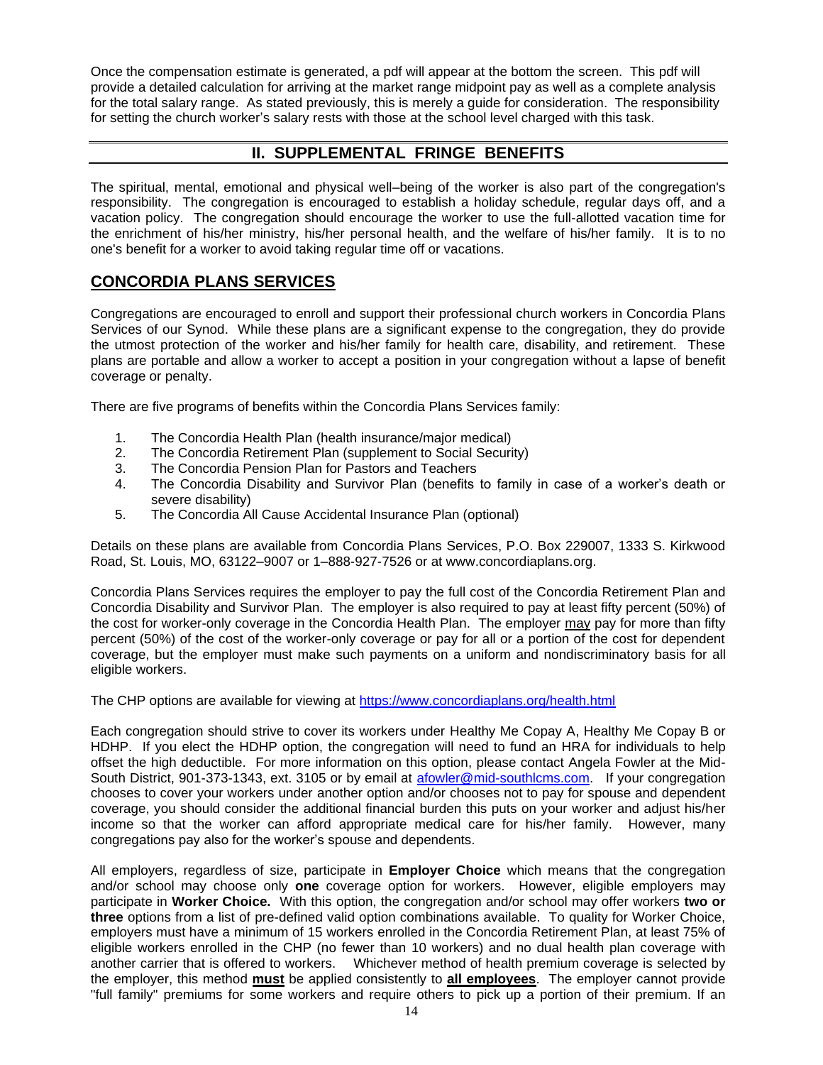Once the compensation estimate is generated, a pdf will appear at the bottom the screen. This pdf will provide a detailed calculation for arriving at the market range midpoint pay as well as a complete analysis for the total salary range. As stated previously, this is merely a guide for consideration. The responsibility for setting the church worker's salary rests with those at the school level charged with this task.

## II. SUPPLEMENTAL FRINGE BENEFITS

The spiritual, mental, emotional and physical well–being of the worker is also part of the congregation's responsibility. The congregation is encouraged to establish a holiday schedule, regular days off, and a vacation policy. The congregation should encourage the worker to use the full-allotted vacation time for the enrichment of his/her ministry, his/her personal health, and the welfare of his/her family. It is to no one's benefit for a worker to avoid taking regular time off or vacations.

## CONCORDIA PLANS SERVICES

Congregations are encouraged to enroll and support their professional church workers in Concordia Plans Services of our Synod. While these plans are a significant expense to the congregation, they do provide the utmost protection of the worker and his/her family for health care, disability, and retirement. These plans are portable and allow a worker to accept a position in your congregation without a lapse of benefit coverage or penalty.

There are five programs of benefits within the Concordia Plans Services family:

1. The Concordia Health Plan (health insurance/major medical)
2. The Concordia Retirement Plan (supplement to Social Security)
3. The Concordia Pension Plan for Pastors and Teachers
4. The Concordia Disability and Survivor Plan (benefits to family in case of a worker's death or severe disability)
5. The Concordia All Cause Accidental Insurance Plan (optional)

Details on these plans are available from Concordia Plans Services, P.O. Box 229007, 1333 S. Kirkwood Road, St. Louis, MO, 63122–9007 or 1–888-927-7526 or at www.concordiaplans.org.

Concordia Plans Services requires the employer to pay the full cost of the Concordia Retirement Plan and Concordia Disability and Survivor Plan. The employer is also required to pay at least fifty percent (50%) of the cost for worker-only coverage in the Concordia Health Plan. The employer <u>may</u> pay for more than fifty percent (50%) of the cost of the worker-only coverage or pay for all or a portion of the cost for dependent coverage, but the employer must make such payments on a uniform and nondiscriminatory basis for all eligible workers.

The CHP options are available for viewing at https://www.concordiaplans.org/health.html

Each congregation should strive to cover its workers under Healthy Me Copay A, Healthy Me Copay B or HDHP. If you elect the HDHP option, the congregation will need to fund an HRA for individuals to help offset the high deductible. For more information on this option, please contact Angela Fowler at the Mid-South District, 901-373-1343, ext. 3105 or by email at afowler@mid-southlcms.com. If your congregation chooses to cover your workers under another option and/or chooses not to pay for spouse and dependent coverage, you should consider the additional financial burden this puts on your worker and adjust his/her income so that the worker can afford appropriate medical care for his/her family. However, many congregations pay also for the worker's spouse and dependents.

All employers, regardless of size, participate in **Employer Choice** which means that the congregation and/or school may choose only **one** coverage option for workers. However, eligible employers may participate in **Worker Choice.** With this option, the congregation and/or school may offer workers **two or three** options from a list of pre-defined valid option combinations available. To quality for Worker Choice, employers must have a minimum of 15 workers enrolled in the Concordia Retirement Plan, at least 75% of eligible workers enrolled in the CHP (no fewer than 10 workers) and no dual health plan coverage with another carrier that is offered to workers. Whichever method of health premium coverage is selected by the employer, this method **<u>must</u>** be applied consistently to **<u>all employees</u>**. The employer cannot provide "full family" premiums for some workers and require others to pick up a portion of their premium. If an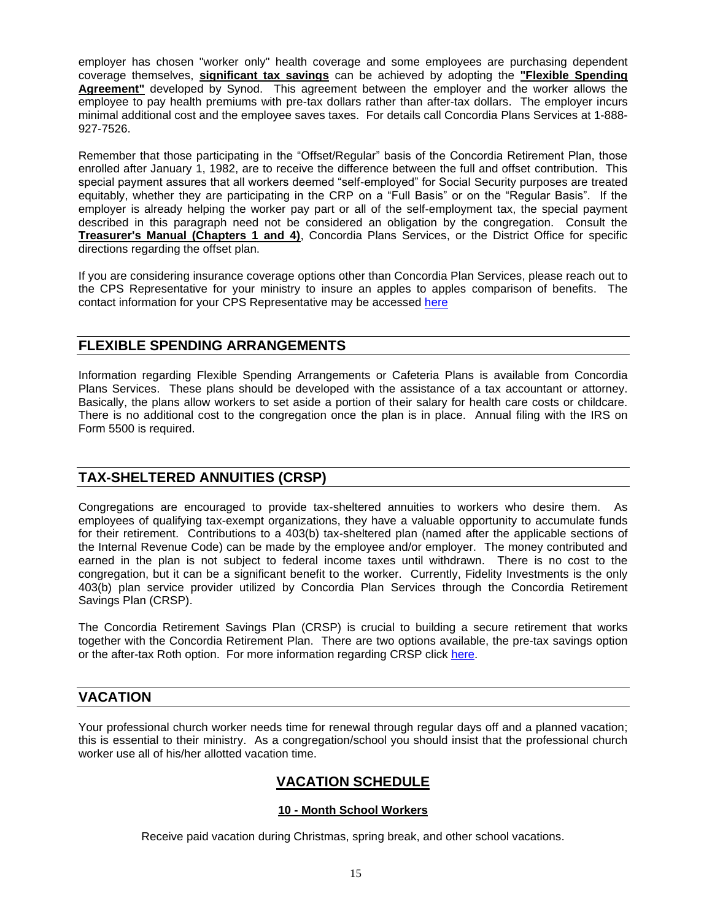employer has chosen "worker only" health coverage and some employees are purchasing dependent coverage themselves, **significant tax savings** can be achieved by adopting the **"Flexible Spending Agreement"** developed by Synod. This agreement between the employer and the worker allows the employee to pay health premiums with pre-tax dollars rather than after-tax dollars. The employer incurs minimal additional cost and the employee saves taxes. For details call Concordia Plans Services at 1-888-927-7526.

Remember that those participating in the "Offset/Regular" basis of the Concordia Retirement Plan, those enrolled after January 1, 1982, are to receive the difference between the full and offset contribution. This special payment assures that all workers deemed "self-employed" for Social Security purposes are treated equitably, whether they are participating in the CRP on a "Full Basis" or on the "Regular Basis". If the employer is already helping the worker pay part or all of the self-employment tax, the special payment described in this paragraph need not be considered an obligation by the congregation. Consult the **Treasurer's Manual (Chapters 1 and 4)**, Concordia Plans Services, or the District Office for specific directions regarding the offset plan.

If you are considering insurance coverage options other than Concordia Plan Services, please reach out to the CPS Representative for your ministry to insure an apples to apples comparison of benefits. The contact information for your CPS Representative may be accessed here

## FLEXIBLE SPENDING ARRANGEMENTS

Information regarding Flexible Spending Arrangements or Cafeteria Plans is available from Concordia Plans Services. These plans should be developed with the assistance of a tax accountant or attorney. Basically, the plans allow workers to set aside a portion of their salary for health care costs or childcare. There is no additional cost to the congregation once the plan is in place. Annual filing with the IRS on Form 5500 is required.

## TAX-SHELTERED ANNUITIES (CRSP)

Congregations are encouraged to provide tax-sheltered annuities to workers who desire them. As employees of qualifying tax-exempt organizations, they have a valuable opportunity to accumulate funds for their retirement. Contributions to a 403(b) tax-sheltered plan (named after the applicable sections of the Internal Revenue Code) can be made by the employee and/or employer. The money contributed and earned in the plan is not subject to federal income taxes until withdrawn. There is no cost to the congregation, but it can be a significant benefit to the worker. Currently, Fidelity Investments is the only 403(b) plan service provider utilized by Concordia Plan Services through the Concordia Retirement Savings Plan (CRSP).

The Concordia Retirement Savings Plan (CRSP) is crucial to building a secure retirement that works together with the Concordia Retirement Plan. There are two options available, the pre-tax savings option or the after-tax Roth option. For more information regarding CRSP click here.

## VACATION

Your professional church worker needs time for renewal through regular days off and a planned vacation; this is essential to their ministry. As a congregation/school you should insist that the professional church worker use all of his/her allotted vacation time.

### VACATION SCHEDULE

#### 10 - Month School Workers

Receive paid vacation during Christmas, spring break, and other school vacations.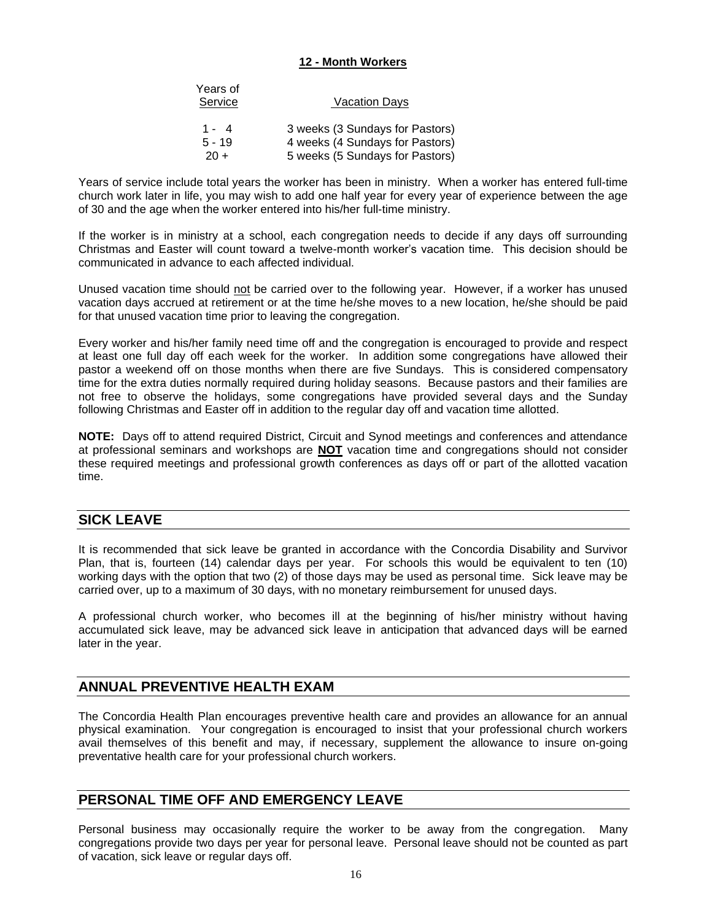**12 - Month Workers**

| Years of Service | Vacation Days |
|---|---|
| 1 - 4 | 3 weeks (3 Sundays for Pastors) |
| 5 - 19 | 4 weeks (4 Sundays for Pastors) |
| 20 + | 5 weeks (5 Sundays for Pastors) |

Years of service include total years the worker has been in ministry. When a worker has entered full-time church work later in life, you may wish to add one half year for every year of experience between the age of 30 and the age when the worker entered into his/her full-time ministry.

If the worker is in ministry at a school, each congregation needs to decide if any days off surrounding Christmas and Easter will count toward a twelve-month worker's vacation time. This decision should be communicated in advance to each affected individual.

Unused vacation time should not be carried over to the following year. However, if a worker has unused vacation days accrued at retirement or at the time he/she moves to a new location, he/she should be paid for that unused vacation time prior to leaving the congregation.

Every worker and his/her family need time off and the congregation is encouraged to provide and respect at least one full day off each week for the worker. In addition some congregations have allowed their pastor a weekend off on those months when there are five Sundays. This is considered compensatory time for the extra duties normally required during holiday seasons. Because pastors and their families are not free to observe the holidays, some congregations have provided several days and the Sunday following Christmas and Easter off in addition to the regular day off and vacation time allotted.

**NOTE:** Days off to attend required District, Circuit and Synod meetings and conferences and attendance at professional seminars and workshops are **NOT** vacation time and congregations should not consider these required meetings and professional growth conferences as days off or part of the allotted vacation time.

## SICK LEAVE

It is recommended that sick leave be granted in accordance with the Concordia Disability and Survivor Plan, that is, fourteen (14) calendar days per year. For schools this would be equivalent to ten (10) working days with the option that two (2) of those days may be used as personal time. Sick leave may be carried over, up to a maximum of 30 days, with no monetary reimbursement for unused days.

A professional church worker, who becomes ill at the beginning of his/her ministry without having accumulated sick leave, may be advanced sick leave in anticipation that advanced days will be earned later in the year.

## ANNUAL PREVENTIVE HEALTH EXAM

The Concordia Health Plan encourages preventive health care and provides an allowance for an annual physical examination. Your congregation is encouraged to insist that your professional church workers avail themselves of this benefit and may, if necessary, supplement the allowance to insure on-going preventative health care for your professional church workers.

## PERSONAL TIME OFF AND EMERGENCY LEAVE

Personal business may occasionally require the worker to be away from the congregation. Many congregations provide two days per year for personal leave. Personal leave should not be counted as part of vacation, sick leave or regular days off.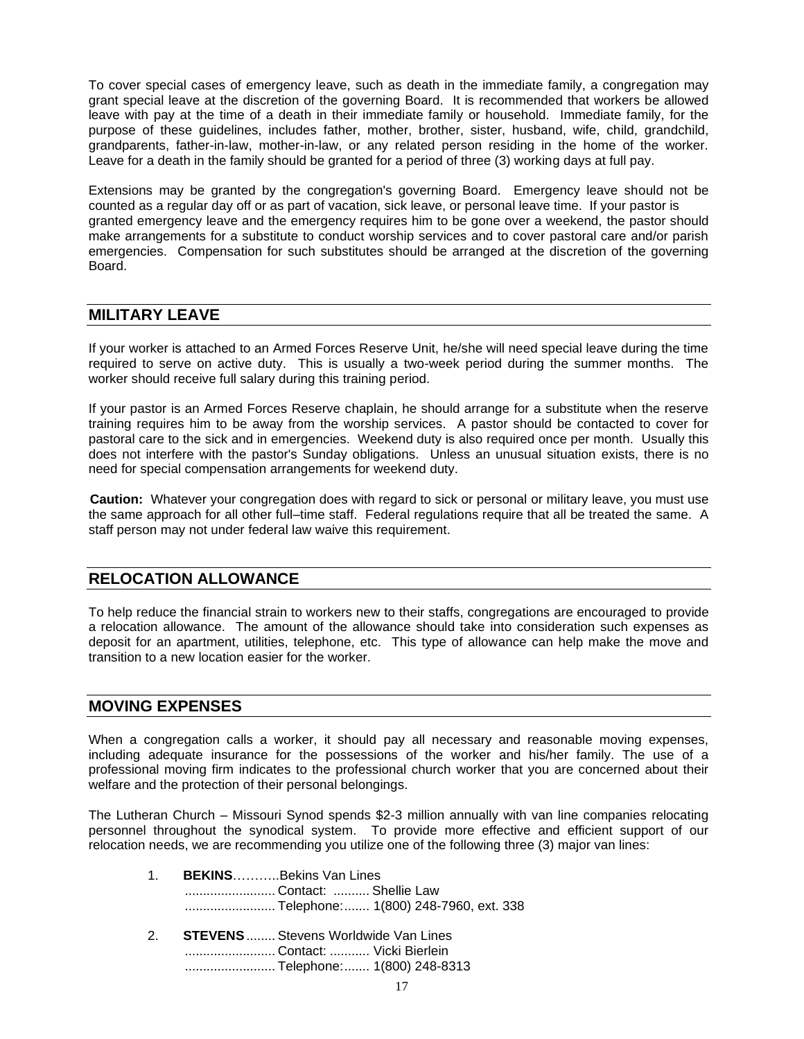To cover special cases of emergency leave, such as death in the immediate family, a congregation may grant special leave at the discretion of the governing Board. It is recommended that workers be allowed leave with pay at the time of a death in their immediate family or household. Immediate family, for the purpose of these guidelines, includes father, mother, brother, sister, husband, wife, child, grandchild, grandparents, father-in-law, mother-in-law, or any related person residing in the home of the worker. Leave for a death in the family should be granted for a period of three (3) working days at full pay.

Extensions may be granted by the congregation's governing Board. Emergency leave should not be counted as a regular day off or as part of vacation, sick leave, or personal leave time. If your pastor is granted emergency leave and the emergency requires him to be gone over a weekend, the pastor should make arrangements for a substitute to conduct worship services and to cover pastoral care and/or parish emergencies. Compensation for such substitutes should be arranged at the discretion of the governing Board.

## MILITARY LEAVE

If your worker is attached to an Armed Forces Reserve Unit, he/she will need special leave during the time required to serve on active duty. This is usually a two-week period during the summer months. The worker should receive full salary during this training period.

If your pastor is an Armed Forces Reserve chaplain, he should arrange for a substitute when the reserve training requires him to be away from the worship services. A pastor should be contacted to cover for pastoral care to the sick and in emergencies. Weekend duty is also required once per month. Usually this does not interfere with the pastor's Sunday obligations. Unless an unusual situation exists, there is no need for special compensation arrangements for weekend duty.

**Caution:** Whatever your congregation does with regard to sick or personal or military leave, you must use the same approach for all other full–time staff. Federal regulations require that all be treated the same. A staff person may not under federal law waive this requirement.

## RELOCATION ALLOWANCE

To help reduce the financial strain to workers new to their staffs, congregations are encouraged to provide a relocation allowance. The amount of the allowance should take into consideration such expenses as deposit for an apartment, utilities, telephone, etc. This type of allowance can help make the move and transition to a new location easier for the worker.

## MOVING EXPENSES

When a congregation calls a worker, it should pay all necessary and reasonable moving expenses, including adequate insurance for the possessions of the worker and his/her family. The use of a professional moving firm indicates to the professional church worker that you are concerned about their welfare and the protection of their personal belongings.

The Lutheran Church – Missouri Synod spends $2-3 million annually with van line companies relocating personnel throughout the synodical system. To provide more effective and efficient support of our relocation needs, we are recommending you utilize one of the following three (3) major van lines:

1. **BEKINS**………..Bekins Van Lines
   ......................... Contact: .......... Shellie Law
   ......................... Telephone:....... 1(800) 248-7960, ext. 338

2. **STEVENS**........ Stevens Worldwide Van Lines
   ......................... Contact: ........... Vicki Bierlein
   ......................... Telephone:....... 1(800) 248-8313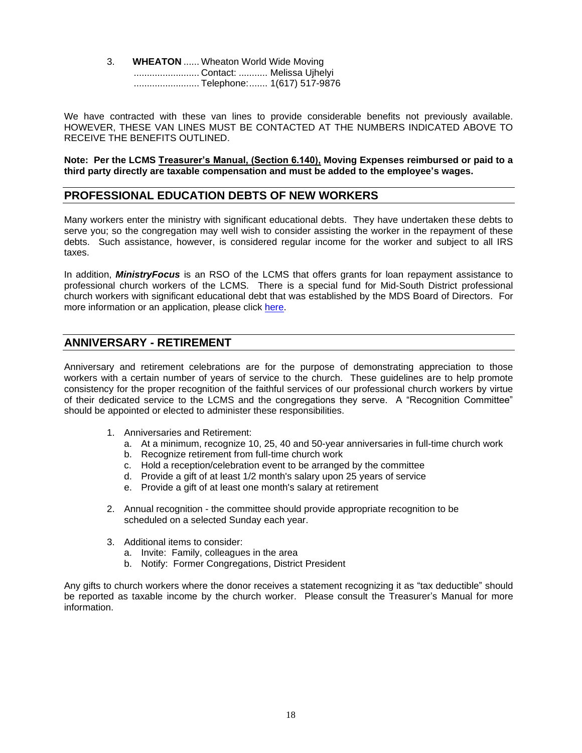3. **WHEATON** ...... Wheaton World Wide Moving
   ......................... Contact: ........... Melissa Ujhelyi
   ......................... Telephone:....... 1(617) 517-9876

We have contracted with these van lines to provide considerable benefits not previously available. HOWEVER, THESE VAN LINES MUST BE CONTACTED AT THE NUMBERS INDICATED ABOVE TO RECEIVE THE BENEFITS OUTLINED.

**Note: Per the LCMS Treasurer's Manual, (Section 6.140), Moving Expenses reimbursed or paid to a third party directly are taxable compensation and must be added to the employee's wages.**

## PROFESSIONAL EDUCATION DEBTS OF NEW WORKERS

Many workers enter the ministry with significant educational debts. They have undertaken these debts to serve you; so the congregation may well wish to consider assisting the worker in the repayment of these debts. Such assistance, however, is considered regular income for the worker and subject to all IRS taxes.

In addition, ***MinistryFocus*** is an RSO of the LCMS that offers grants for loan repayment assistance to professional church workers of the LCMS. There is a special fund for Mid-South District professional church workers with significant educational debt that was established by the MDS Board of Directors. For more information or an application, please click here.

## ANNIVERSARY - RETIREMENT

Anniversary and retirement celebrations are for the purpose of demonstrating appreciation to those workers with a certain number of years of service to the church. These guidelines are to help promote consistency for the proper recognition of the faithful services of our professional church workers by virtue of their dedicated service to the LCMS and the congregations they serve. A "Recognition Committee" should be appointed or elected to administer these responsibilities.

1. Anniversaries and Retirement:
   a. At a minimum, recognize 10, 25, 40 and 50-year anniversaries in full-time church work
   b. Recognize retirement from full-time church work
   c. Hold a reception/celebration event to be arranged by the committee
   d. Provide a gift of at least 1/2 month's salary upon 25 years of service
   e. Provide a gift of at least one month's salary at retirement

2. Annual recognition - the committee should provide appropriate recognition to be scheduled on a selected Sunday each year.

3. Additional items to consider:
   a. Invite: Family, colleagues in the area
   b. Notify: Former Congregations, District President

Any gifts to church workers where the donor receives a statement recognizing it as "tax deductible" should be reported as taxable income by the church worker. Please consult the Treasurer's Manual for more information.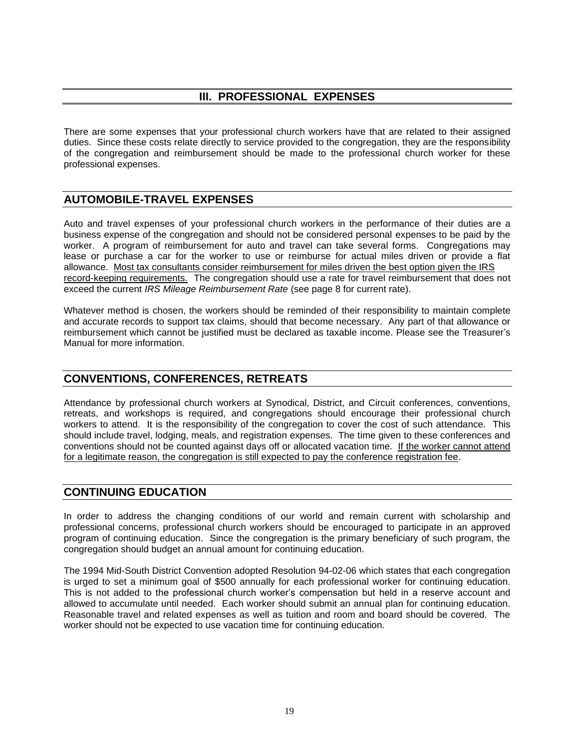# III. PROFESSIONAL EXPENSES

There are some expenses that your professional church workers have that are related to their assigned duties. Since these costs relate directly to service provided to the congregation, they are the responsibility of the congregation and reimbursement should be made to the professional church worker for these professional expenses.

## AUTOMOBILE-TRAVEL EXPENSES

Auto and travel expenses of your professional church workers in the performance of their duties are a business expense of the congregation and should not be considered personal expenses to be paid by the worker. A program of reimbursement for auto and travel can take several forms. Congregations may lease or purchase a car for the worker to use or reimburse for actual miles driven or provide a flat allowance. <u>Most tax consultants consider reimbursement for miles driven the best option given the IRS record-keeping requirements.</u> The congregation should use a rate for travel reimbursement that does not exceed the current *IRS Mileage Reimbursement Rate* (see page 8 for current rate).

Whatever method is chosen, the workers should be reminded of their responsibility to maintain complete and accurate records to support tax claims, should that become necessary. Any part of that allowance or reimbursement which cannot be justified must be declared as taxable income. Please see the Treasurer's Manual for more information.

## CONVENTIONS, CONFERENCES, RETREATS

Attendance by professional church workers at Synodical, District, and Circuit conferences, conventions, retreats, and workshops is required, and congregations should encourage their professional church workers to attend. It is the responsibility of the congregation to cover the cost of such attendance. This should include travel, lodging, meals, and registration expenses. The time given to these conferences and conventions should not be counted against days off or allocated vacation time. <u>If the worker cannot attend for a legitimate reason, the congregation is still expected to pay the conference registration fee</u>.

## CONTINUING EDUCATION

In order to address the changing conditions of our world and remain current with scholarship and professional concerns, professional church workers should be encouraged to participate in an approved program of continuing education. Since the congregation is the primary beneficiary of such program, the congregation should budget an annual amount for continuing education.

The 1994 Mid-South District Convention adopted Resolution 94-02-06 which states that each congregation is urged to set a minimum goal of $500 annually for each professional worker for continuing education. This is not added to the professional church worker's compensation but held in a reserve account and allowed to accumulate until needed. Each worker should submit an annual plan for continuing education. Reasonable travel and related expenses as well as tuition and room and board should be covered. The worker should not be expected to use vacation time for continuing education.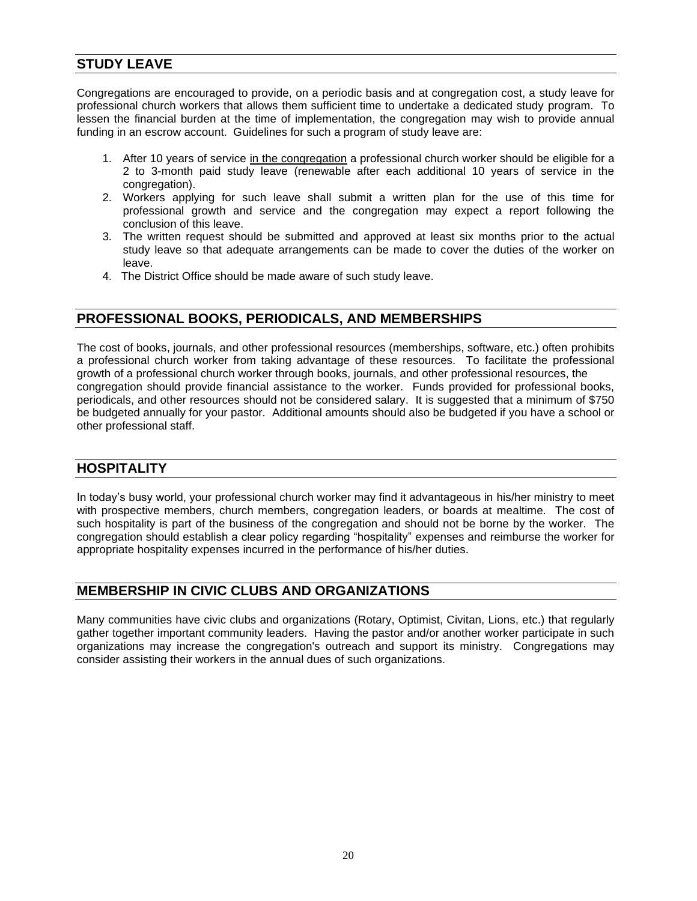## STUDY LEAVE

Congregations are encouraged to provide, on a periodic basis and at congregation cost, a study leave for professional church workers that allows them sufficient time to undertake a dedicated study program. To lessen the financial burden at the time of implementation, the congregation may wish to provide annual funding in an escrow account. Guidelines for such a program of study leave are:

1. After 10 years of service <u>in the congregation</u> a professional church worker should be eligible for a 2 to 3-month paid study leave (renewable after each additional 10 years of service in the congregation).
2. Workers applying for such leave shall submit a written plan for the use of this time for professional growth and service and the congregation may expect a report following the conclusion of this leave.
3. The written request should be submitted and approved at least six months prior to the actual study leave so that adequate arrangements can be made to cover the duties of the worker on leave.
4. The District Office should be made aware of such study leave.

## PROFESSIONAL BOOKS, PERIODICALS, AND MEMBERSHIPS

The cost of books, journals, and other professional resources (memberships, software, etc.) often prohibits a professional church worker from taking advantage of these resources. To facilitate the professional growth of a professional church worker through books, journals, and other professional resources, the congregation should provide financial assistance to the worker. Funds provided for professional books, periodicals, and other resources should not be considered salary. It is suggested that a minimum of $750 be budgeted annually for your pastor. Additional amounts should also be budgeted if you have a school or other professional staff.

## HOSPITALITY

In today's busy world, your professional church worker may find it advantageous in his/her ministry to meet with prospective members, church members, congregation leaders, or boards at mealtime. The cost of such hospitality is part of the business of the congregation and should not be borne by the worker. The congregation should establish a clear policy regarding "hospitality" expenses and reimburse the worker for appropriate hospitality expenses incurred in the performance of his/her duties.

## MEMBERSHIP IN CIVIC CLUBS AND ORGANIZATIONS

Many communities have civic clubs and organizations (Rotary, Optimist, Civitan, Lions, etc.) that regularly gather together important community leaders. Having the pastor and/or another worker participate in such organizations may increase the congregation's outreach and support its ministry. Congregations may consider assisting their workers in the annual dues of such organizations.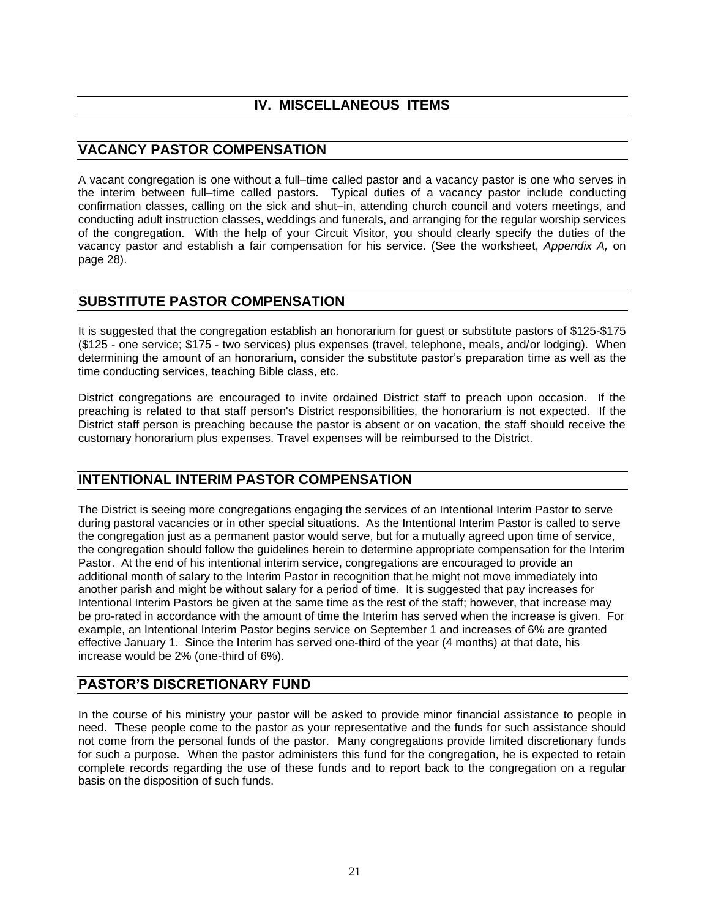# IV. MISCELLANEOUS ITEMS

## VACANCY PASTOR COMPENSATION

A vacant congregation is one without a full–time called pastor and a vacancy pastor is one who serves in the interim between full–time called pastors. Typical duties of a vacancy pastor include conducting confirmation classes, calling on the sick and shut–in, attending church council and voters meetings, and conducting adult instruction classes, weddings and funerals, and arranging for the regular worship services of the congregation. With the help of your Circuit Visitor, you should clearly specify the duties of the vacancy pastor and establish a fair compensation for his service. (See the worksheet, *Appendix A,* on page 28).

## SUBSTITUTE PASTOR COMPENSATION

It is suggested that the congregation establish an honorarium for guest or substitute pastors of $125-$175 ($125 - one service; $175 - two services) plus expenses (travel, telephone, meals, and/or lodging). When determining the amount of an honorarium, consider the substitute pastor's preparation time as well as the time conducting services, teaching Bible class, etc.

District congregations are encouraged to invite ordained District staff to preach upon occasion. If the preaching is related to that staff person's District responsibilities, the honorarium is not expected. If the District staff person is preaching because the pastor is absent or on vacation, the staff should receive the customary honorarium plus expenses. Travel expenses will be reimbursed to the District.

## INTENTIONAL INTERIM PASTOR COMPENSATION

The District is seeing more congregations engaging the services of an Intentional Interim Pastor to serve during pastoral vacancies or in other special situations. As the Intentional Interim Pastor is called to serve the congregation just as a permanent pastor would serve, but for a mutually agreed upon time of service, the congregation should follow the guidelines herein to determine appropriate compensation for the Interim Pastor. At the end of his intentional interim service, congregations are encouraged to provide an additional month of salary to the Interim Pastor in recognition that he might not move immediately into another parish and might be without salary for a period of time. It is suggested that pay increases for Intentional Interim Pastors be given at the same time as the rest of the staff; however, that increase may be pro-rated in accordance with the amount of time the Interim has served when the increase is given. For example, an Intentional Interim Pastor begins service on September 1 and increases of 6% are granted effective January 1. Since the Interim has served one-third of the year (4 months) at that date, his increase would be 2% (one-third of 6%).

## PASTOR'S DISCRETIONARY FUND

In the course of his ministry your pastor will be asked to provide minor financial assistance to people in need. These people come to the pastor as your representative and the funds for such assistance should not come from the personal funds of the pastor. Many congregations provide limited discretionary funds for such a purpose. When the pastor administers this fund for the congregation, he is expected to retain complete records regarding the use of these funds and to report back to the congregation on a regular basis on the disposition of such funds.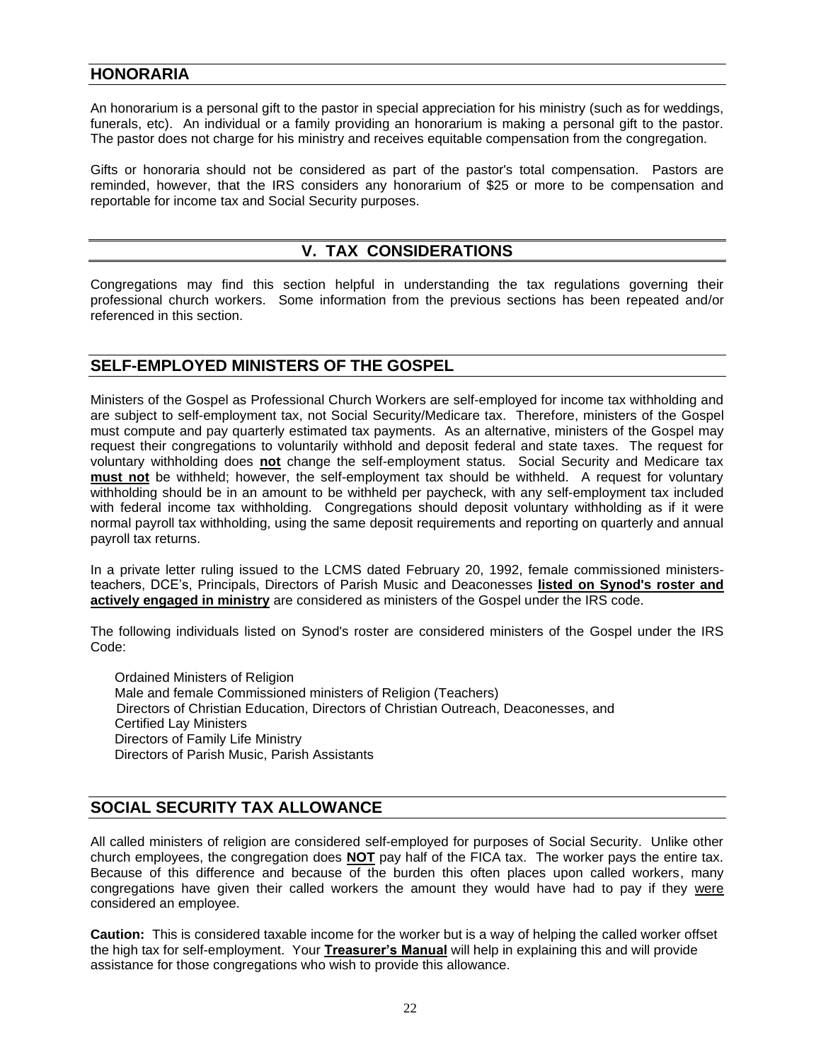## HONORARIA

An honorarium is a personal gift to the pastor in special appreciation for his ministry (such as for weddings, funerals, etc). An individual or a family providing an honorarium is making a personal gift to the pastor. The pastor does not charge for his ministry and receives equitable compensation from the congregation.

Gifts or honoraria should not be considered as part of the pastor's total compensation. Pastors are reminded, however, that the IRS considers any honorarium of $25 or more to be compensation and reportable for income tax and Social Security purposes.

# V. TAX CONSIDERATIONS

Congregations may find this section helpful in understanding the tax regulations governing their professional church workers. Some information from the previous sections has been repeated and/or referenced in this section.

## SELF-EMPLOYED MINISTERS OF THE GOSPEL

Ministers of the Gospel as Professional Church Workers are self-employed for income tax withholding and are subject to self-employment tax, not Social Security/Medicare tax. Therefore, ministers of the Gospel must compute and pay quarterly estimated tax payments. As an alternative, ministers of the Gospel may request their congregations to voluntarily withhold and deposit federal and state taxes. The request for voluntary withholding does **not** change the self-employment status. Social Security and Medicare tax **must not** be withheld; however, the self-employment tax should be withheld. A request for voluntary withholding should be in an amount to be withheld per paycheck, with any self-employment tax included with federal income tax withholding. Congregations should deposit voluntary withholding as if it were normal payroll tax withholding, using the same deposit requirements and reporting on quarterly and annual payroll tax returns.

In a private letter ruling issued to the LCMS dated February 20, 1992, female commissioned ministers-teachers, DCE's, Principals, Directors of Parish Music and Deaconesses **listed on Synod's roster and actively engaged in ministry** are considered as ministers of the Gospel under the IRS code.

The following individuals listed on Synod's roster are considered ministers of the Gospel under the IRS Code:

Ordained Ministers of Religion
Male and female Commissioned ministers of Religion (Teachers)
Directors of Christian Education, Directors of Christian Outreach, Deaconesses, and
Certified Lay Ministers
Directors of Family Life Ministry
Directors of Parish Music, Parish Assistants

## SOCIAL SECURITY TAX ALLOWANCE

All called ministers of religion are considered self-employed for purposes of Social Security. Unlike other church employees, the congregation does **NOT** pay half of the FICA tax. The worker pays the entire tax. Because of this difference and because of the burden this often places upon called workers, many congregations have given their called workers the amount they would have had to pay if they were considered an employee.

**Caution:** This is considered taxable income for the worker but is a way of helping the called worker offset the high tax for self-employment. Your **Treasurer's Manual** will help in explaining this and will provide assistance for those congregations who wish to provide this allowance.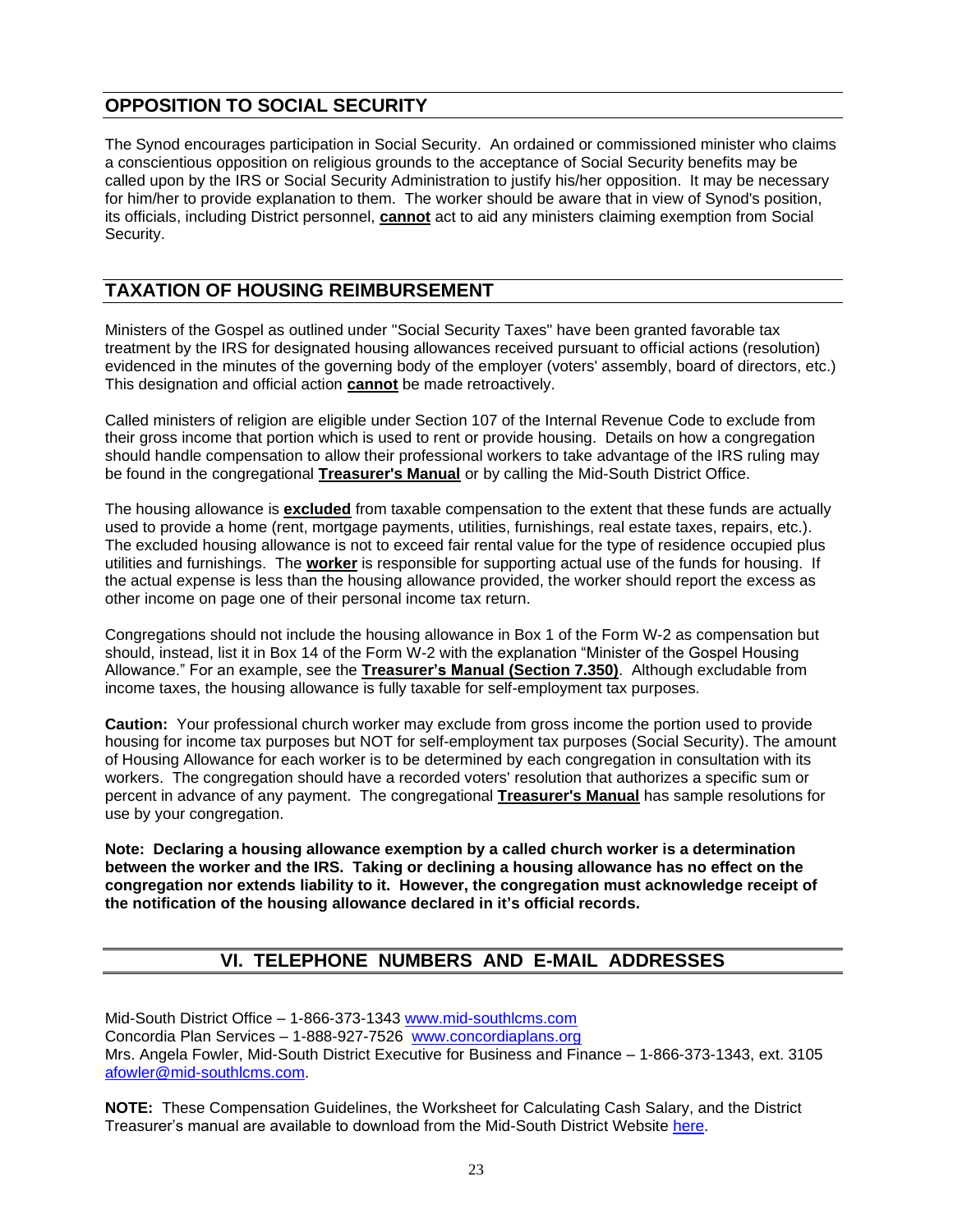## OPPOSITION TO SOCIAL SECURITY

The Synod encourages participation in Social Security. An ordained or commissioned minister who claims a conscientious opposition on religious grounds to the acceptance of Social Security benefits may be called upon by the IRS or Social Security Administration to justify his/her opposition. It may be necessary for him/her to provide explanation to them. The worker should be aware that in view of Synod's position, its officials, including District personnel, **cannot** act to aid any ministers claiming exemption from Social Security.

## TAXATION OF HOUSING REIMBURSEMENT

Ministers of the Gospel as outlined under "Social Security Taxes" have been granted favorable tax treatment by the IRS for designated housing allowances received pursuant to official actions (resolution) evidenced in the minutes of the governing body of the employer (voters' assembly, board of directors, etc.) This designation and official action **cannot** be made retroactively.

Called ministers of religion are eligible under Section 107 of the Internal Revenue Code to exclude from their gross income that portion which is used to rent or provide housing. Details on how a congregation should handle compensation to allow their professional workers to take advantage of the IRS ruling may be found in the congregational **Treasurer's Manual** or by calling the Mid-South District Office.

The housing allowance is **excluded** from taxable compensation to the extent that these funds are actually used to provide a home (rent, mortgage payments, utilities, furnishings, real estate taxes, repairs, etc.). The excluded housing allowance is not to exceed fair rental value for the type of residence occupied plus utilities and furnishings. The **worker** is responsible for supporting actual use of the funds for housing. If the actual expense is less than the housing allowance provided, the worker should report the excess as other income on page one of their personal income tax return.

Congregations should not include the housing allowance in Box 1 of the Form W-2 as compensation but should, instead, list it in Box 14 of the Form W-2 with the explanation "Minister of the Gospel Housing Allowance." For an example, see the **Treasurer's Manual (Section 7.350)**. Although excludable from income taxes, the housing allowance is fully taxable for self-employment tax purposes.

**Caution:** Your professional church worker may exclude from gross income the portion used to provide housing for income tax purposes but NOT for self-employment tax purposes (Social Security). The amount of Housing Allowance for each worker is to be determined by each congregation in consultation with its workers. The congregation should have a recorded voters' resolution that authorizes a specific sum or percent in advance of any payment. The congregational **Treasurer's Manual** has sample resolutions for use by your congregation.

**Note: Declaring a housing allowance exemption by a called church worker is a determination between the worker and the IRS. Taking or declining a housing allowance has no effect on the congregation nor extends liability to it. However, the congregation must acknowledge receipt of the notification of the housing allowance declared in it's official records.**

# VI. TELEPHONE NUMBERS AND E-MAIL ADDRESSES

Mid-South District Office – 1-866-373-1343 www.mid-southlcms.com
Concordia Plan Services – 1-888-927-7526 www.concordiaplans.org
Mrs. Angela Fowler, Mid-South District Executive for Business and Finance – 1-866-373-1343, ext. 3105 afowler@mid-southlcms.com.

**NOTE:** These Compensation Guidelines, the Worksheet for Calculating Cash Salary, and the District Treasurer's manual are available to download from the Mid-South District Website here.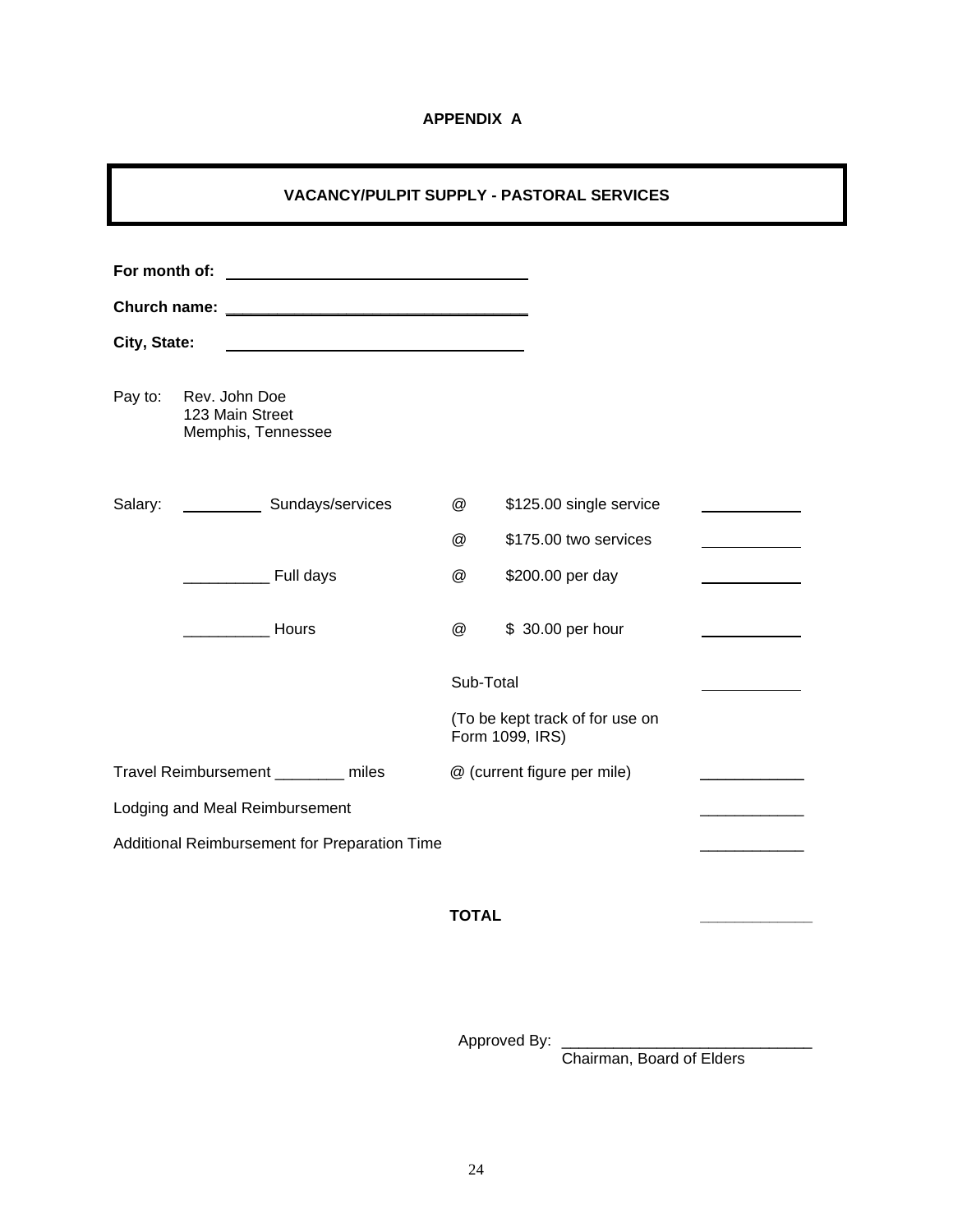**APPENDIX A**

## VACANCY/PULPIT SUPPLY - PASTORAL SERVICES

**For month of:** ____________________________________

**Church name:** ____________________________________

**City, State:** ____________________________________

Pay to: Rev. John Doe
123 Main Street
Memphis, Tennessee

| Salary: | __________ Sundays/services | @ | $125.00 single service | ____________ |
|---|---|---|---|---|
| | | @ | $175.00 two services | ____________ |
| | __________ Full days | @ | $200.00 per day | ____________ |
| | __________ Hours | @ | $ 30.00 per hour | ____________ |
| | | Sub-Total | | ____________ |
| | | (To be kept track of for use on Form 1099, IRS) | | |

Travel Reimbursement ________ miles @ (current figure per mile) ____________

Lodging and Meal Reimbursement ____________

Additional Reimbursement for Preparation Time ____________

**TOTAL** ____________

Approved By: ____________________________
Chairman, Board of Elders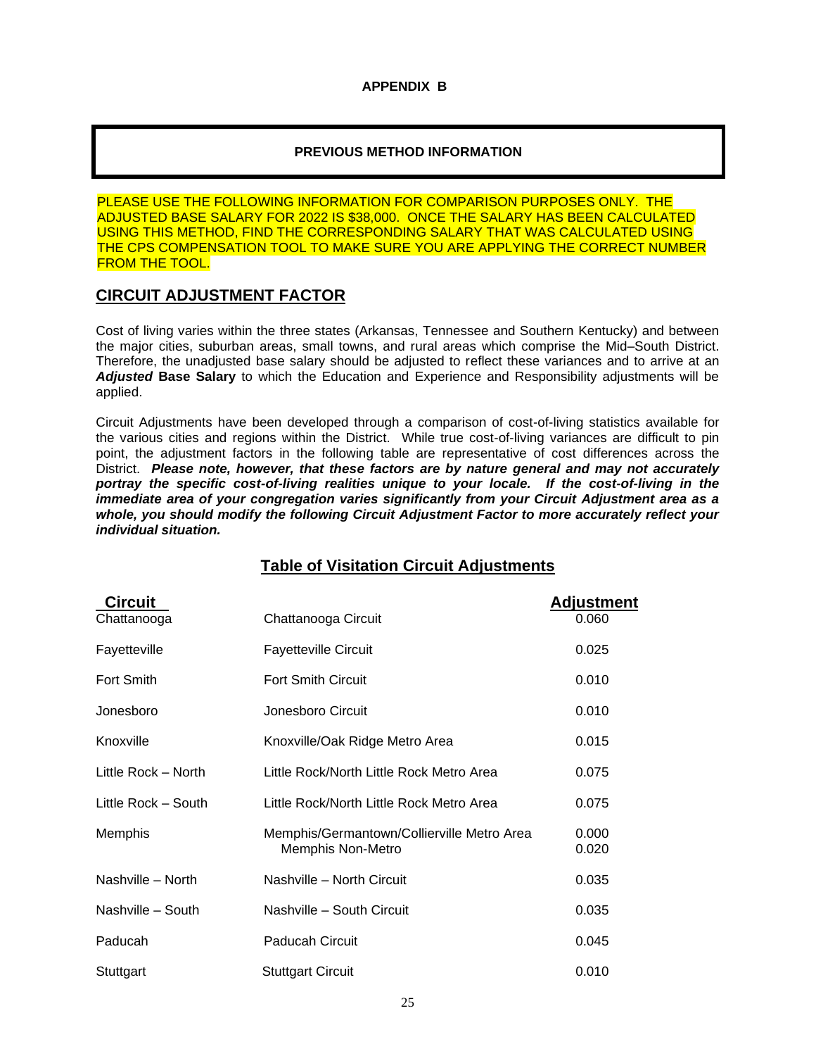**APPENDIX B**

## PREVIOUS METHOD INFORMATION

PLEASE USE THE FOLLOWING INFORMATION FOR COMPARISON PURPOSES ONLY. THE ADJUSTED BASE SALARY FOR 2022 IS $38,000. ONCE THE SALARY HAS BEEN CALCULATED USING THIS METHOD, FIND THE CORRESPONDING SALARY THAT WAS CALCULATED USING THE CPS COMPENSATION TOOL TO MAKE SURE YOU ARE APPLYING THE CORRECT NUMBER FROM THE TOOL.

## CIRCUIT ADJUSTMENT FACTOR

Cost of living varies within the three states (Arkansas, Tennessee and Southern Kentucky) and between the major cities, suburban areas, small towns, and rural areas which comprise the Mid–South District. Therefore, the unadjusted base salary should be adjusted to reflect these variances and to arrive at an ***Adjusted* Base Salary** to which the Education and Experience and Responsibility adjustments will be applied.

Circuit Adjustments have been developed through a comparison of cost-of-living statistics available for the various cities and regions within the District. While true cost-of-living variances are difficult to pin point, the adjustment factors in the following table are representative of cost differences across the District. ***Please note, however, that these factors are by nature general and may not accurately portray the specific cost-of-living realities unique to your locale. If the cost-of-living in the immediate area of your congregation varies significantly from your Circuit Adjustment area as a whole, you should modify the following Circuit Adjustment Factor to more accurately reflect your individual situation.***

### Table of Visitation Circuit Adjustments

| Circuit | | Adjustment |
|---|---|---|
| Chattanooga | Chattanooga Circuit | 0.060 |
| Fayetteville | Fayetteville Circuit | 0.025 |
| Fort Smith | Fort Smith Circuit | 0.010 |
| Jonesboro | Jonesboro Circuit | 0.010 |
| Knoxville | Knoxville/Oak Ridge Metro Area | 0.015 |
| Little Rock – North | Little Rock/North Little Rock Metro Area | 0.075 |
| Little Rock – South | Little Rock/North Little Rock Metro Area | 0.075 |
| Memphis | Memphis/Germantown/Collierville Metro Area | 0.000 |
| | Memphis Non-Metro | 0.020 |
| Nashville – North | Nashville – North Circuit | 0.035 |
| Nashville – South | Nashville – South Circuit | 0.035 |
| Paducah | Paducah Circuit | 0.045 |
| Stuttgart | Stuttgart Circuit | 0.010 |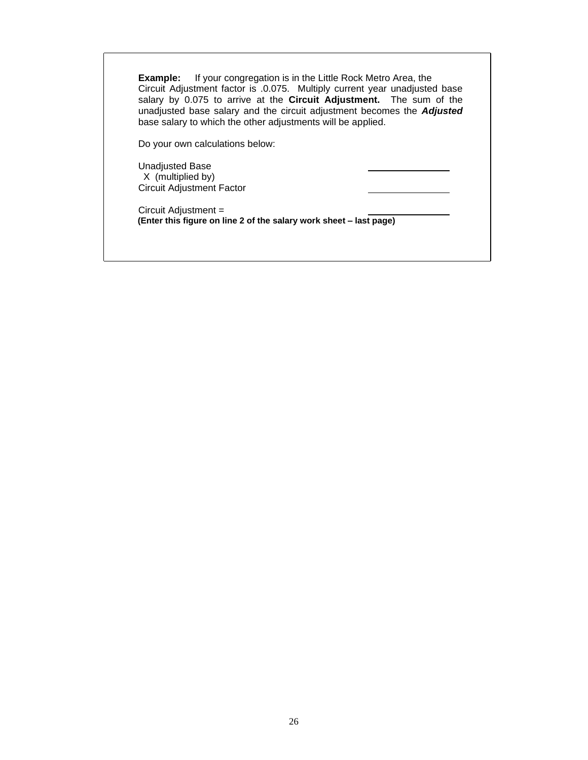**Example:** If your congregation is in the Little Rock Metro Area, the Circuit Adjustment factor is .0.075. Multiply current year unadjusted base salary by 0.075 to arrive at the **Circuit Adjustment.** The sum of the unadjusted base salary and the circuit adjustment becomes the ***Adjusted*** base salary to which the other adjustments will be applied.

Do your own calculations below:

Unadjusted Base ________________
X (multiplied by)
Circuit Adjustment Factor ________________

Circuit Adjustment = ________________
**(Enter this figure on line 2 of the salary work sheet – last page)**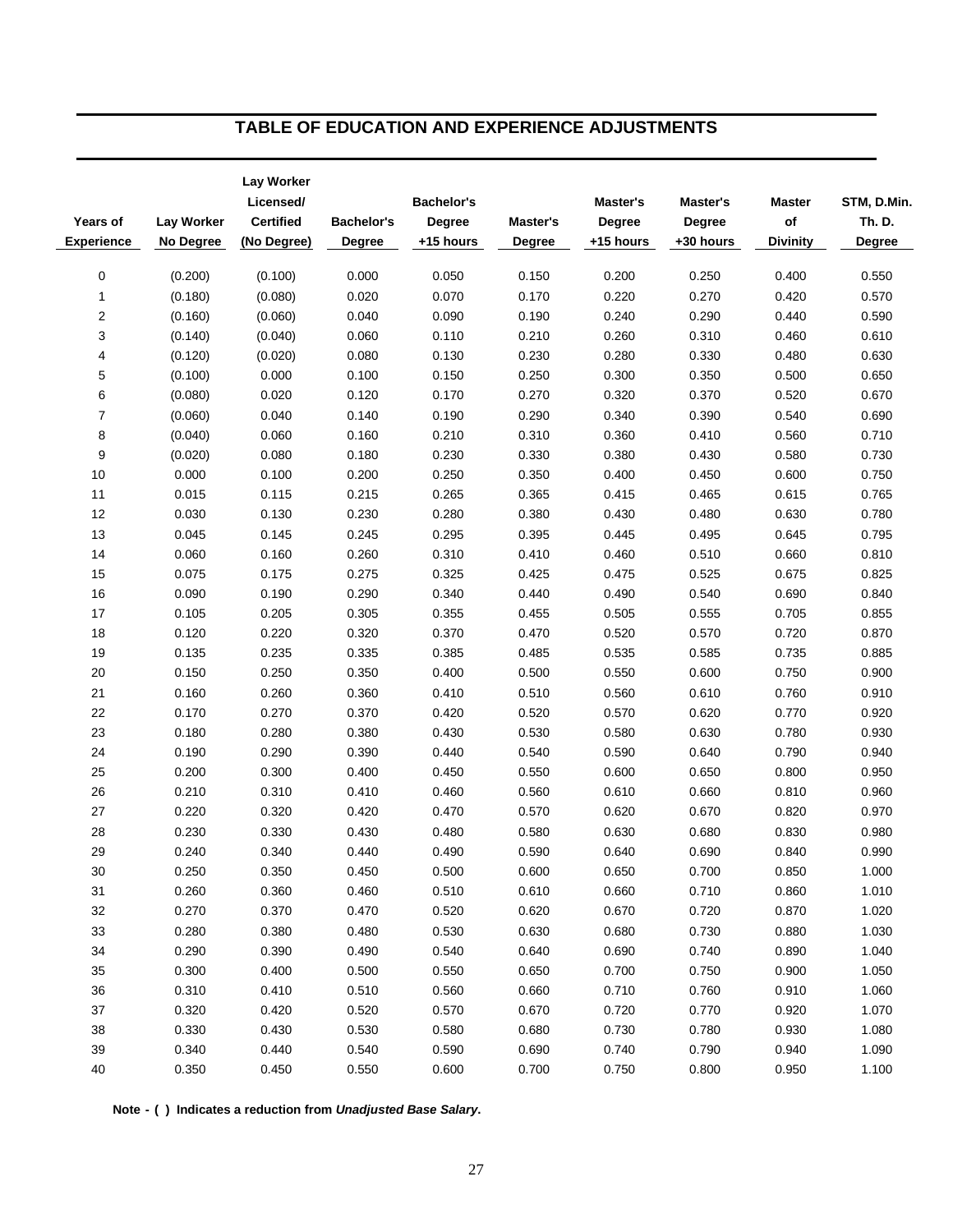## TABLE OF EDUCATION AND EXPERIENCE ADJUSTMENTS

| Years of Experience | Lay Worker No Degree | Lay Worker Licensed/ Certified (No Degree) | Bachelor's Degree | Bachelor's Degree +15 hours | Master's Degree | Master's Degree +15 hours | Master's Degree +30 hours | Master of Divinity | STM, D.Min. Th. D. Degree |
|---|---|---|---|---|---|---|---|---|---|
| 0 | (0.200) | (0.100) | 0.000 | 0.050 | 0.150 | 0.200 | 0.250 | 0.400 | 0.550 |
| 1 | (0.180) | (0.080) | 0.020 | 0.070 | 0.170 | 0.220 | 0.270 | 0.420 | 0.570 |
| 2 | (0.160) | (0.060) | 0.040 | 0.090 | 0.190 | 0.240 | 0.290 | 0.440 | 0.590 |
| 3 | (0.140) | (0.040) | 0.060 | 0.110 | 0.210 | 0.260 | 0.310 | 0.460 | 0.610 |
| 4 | (0.120) | (0.020) | 0.080 | 0.130 | 0.230 | 0.280 | 0.330 | 0.480 | 0.630 |
| 5 | (0.100) | 0.000 | 0.100 | 0.150 | 0.250 | 0.300 | 0.350 | 0.500 | 0.650 |
| 6 | (0.080) | 0.020 | 0.120 | 0.170 | 0.270 | 0.320 | 0.370 | 0.520 | 0.670 |
| 7 | (0.060) | 0.040 | 0.140 | 0.190 | 0.290 | 0.340 | 0.390 | 0.540 | 0.690 |
| 8 | (0.040) | 0.060 | 0.160 | 0.210 | 0.310 | 0.360 | 0.410 | 0.560 | 0.710 |
| 9 | (0.020) | 0.080 | 0.180 | 0.230 | 0.330 | 0.380 | 0.430 | 0.580 | 0.730 |
| 10 | 0.000 | 0.100 | 0.200 | 0.250 | 0.350 | 0.400 | 0.450 | 0.600 | 0.750 |
| 11 | 0.015 | 0.115 | 0.215 | 0.265 | 0.365 | 0.415 | 0.465 | 0.615 | 0.765 |
| 12 | 0.030 | 0.130 | 0.230 | 0.280 | 0.380 | 0.430 | 0.480 | 0.630 | 0.780 |
| 13 | 0.045 | 0.145 | 0.245 | 0.295 | 0.395 | 0.445 | 0.495 | 0.645 | 0.795 |
| 14 | 0.060 | 0.160 | 0.260 | 0.310 | 0.410 | 0.460 | 0.510 | 0.660 | 0.810 |
| 15 | 0.075 | 0.175 | 0.275 | 0.325 | 0.425 | 0.475 | 0.525 | 0.675 | 0.825 |
| 16 | 0.090 | 0.190 | 0.290 | 0.340 | 0.440 | 0.490 | 0.540 | 0.690 | 0.840 |
| 17 | 0.105 | 0.205 | 0.305 | 0.355 | 0.455 | 0.505 | 0.555 | 0.705 | 0.855 |
| 18 | 0.120 | 0.220 | 0.320 | 0.370 | 0.470 | 0.520 | 0.570 | 0.720 | 0.870 |
| 19 | 0.135 | 0.235 | 0.335 | 0.385 | 0.485 | 0.535 | 0.585 | 0.735 | 0.885 |
| 20 | 0.150 | 0.250 | 0.350 | 0.400 | 0.500 | 0.550 | 0.600 | 0.750 | 0.900 |
| 21 | 0.160 | 0.260 | 0.360 | 0.410 | 0.510 | 0.560 | 0.610 | 0.760 | 0.910 |
| 22 | 0.170 | 0.270 | 0.370 | 0.420 | 0.520 | 0.570 | 0.620 | 0.770 | 0.920 |
| 23 | 0.180 | 0.280 | 0.380 | 0.430 | 0.530 | 0.580 | 0.630 | 0.780 | 0.930 |
| 24 | 0.190 | 0.290 | 0.390 | 0.440 | 0.540 | 0.590 | 0.640 | 0.790 | 0.940 |
| 25 | 0.200 | 0.300 | 0.400 | 0.450 | 0.550 | 0.600 | 0.650 | 0.800 | 0.950 |
| 26 | 0.210 | 0.310 | 0.410 | 0.460 | 0.560 | 0.610 | 0.660 | 0.810 | 0.960 |
| 27 | 0.220 | 0.320 | 0.420 | 0.470 | 0.570 | 0.620 | 0.670 | 0.820 | 0.970 |
| 28 | 0.230 | 0.330 | 0.430 | 0.480 | 0.580 | 0.630 | 0.680 | 0.830 | 0.980 |
| 29 | 0.240 | 0.340 | 0.440 | 0.490 | 0.590 | 0.640 | 0.690 | 0.840 | 0.990 |
| 30 | 0.250 | 0.350 | 0.450 | 0.500 | 0.600 | 0.650 | 0.700 | 0.850 | 1.000 |
| 31 | 0.260 | 0.360 | 0.460 | 0.510 | 0.610 | 0.660 | 0.710 | 0.860 | 1.010 |
| 32 | 0.270 | 0.370 | 0.470 | 0.520 | 0.620 | 0.670 | 0.720 | 0.870 | 1.020 |
| 33 | 0.280 | 0.380 | 0.480 | 0.530 | 0.630 | 0.680 | 0.730 | 0.880 | 1.030 |
| 34 | 0.290 | 0.390 | 0.490 | 0.540 | 0.640 | 0.690 | 0.740 | 0.890 | 1.040 |
| 35 | 0.300 | 0.400 | 0.500 | 0.550 | 0.650 | 0.700 | 0.750 | 0.900 | 1.050 |
| 36 | 0.310 | 0.410 | 0.510 | 0.560 | 0.660 | 0.710 | 0.760 | 0.910 | 1.060 |
| 37 | 0.320 | 0.420 | 0.520 | 0.570 | 0.670 | 0.720 | 0.770 | 0.920 | 1.070 |
| 38 | 0.330 | 0.430 | 0.530 | 0.580 | 0.680 | 0.730 | 0.780 | 0.930 | 1.080 |
| 39 | 0.340 | 0.440 | 0.540 | 0.590 | 0.690 | 0.740 | 0.790 | 0.940 | 1.090 |
| 40 | 0.350 | 0.450 | 0.550 | 0.600 | 0.700 | 0.750 | 0.800 | 0.950 | 1.100 |

**Note - ( ) Indicates a reduction from *Unadjusted Base Salary*.**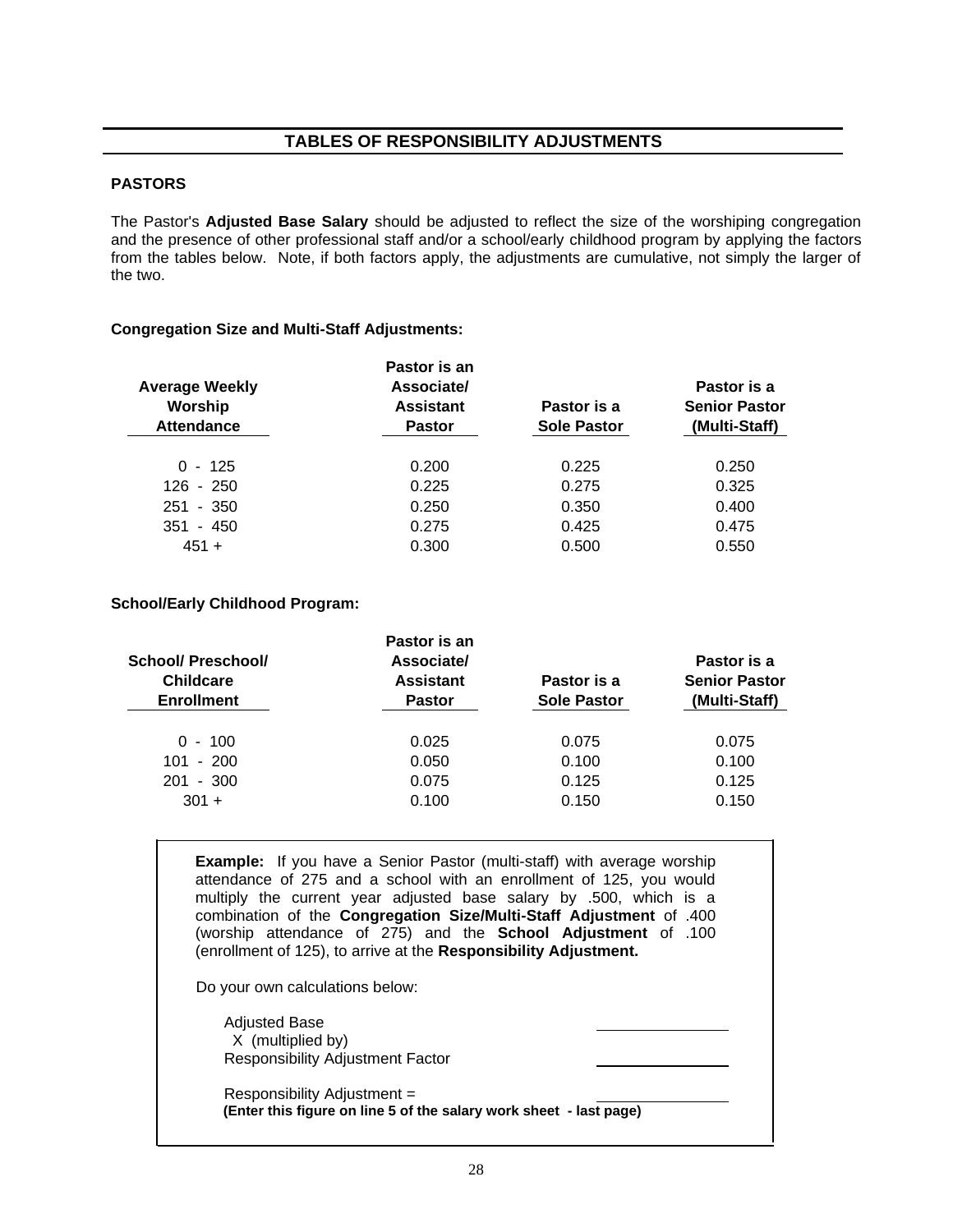# TABLES OF RESPONSIBILITY ADJUSTMENTS

## PASTORS

The Pastor's **Adjusted Base Salary** should be adjusted to reflect the size of the worshiping congregation and the presence of other professional staff and/or a school/early childhood program by applying the factors from the tables below. Note, if both factors apply, the adjustments are cumulative, not simply the larger of the two.

### Congregation Size and Multi-Staff Adjustments:

| Average Weekly Worship Attendance | Pastor is an Associate/ Assistant Pastor | Pastor is a Sole Pastor | Pastor is a Senior Pastor (Multi-Staff) |
|---|---|---|---|
| 0 - 125 | 0.200 | 0.225 | 0.250 |
| 126 - 250 | 0.225 | 0.275 | 0.325 |
| 251 - 350 | 0.250 | 0.350 | 0.400 |
| 351 - 450 | 0.275 | 0.425 | 0.475 |
| 451 + | 0.300 | 0.500 | 0.550 |

### School/Early Childhood Program:

| School/ Preschool/ Childcare Enrollment | Pastor is an Associate/ Assistant Pastor | Pastor is a Sole Pastor | Pastor is a Senior Pastor (Multi-Staff) |
|---|---|---|---|
| 0 - 100 | 0.025 | 0.075 | 0.075 |
| 101 - 200 | 0.050 | 0.100 | 0.100 |
| 201 - 300 | 0.075 | 0.125 | 0.125 |
| 301 + | 0.100 | 0.150 | 0.150 |

**Example:** If you have a Senior Pastor (multi-staff) with average worship attendance of 275 and a school with an enrollment of 125, you would multiply the current year adjusted base salary by .500, which is a combination of the **Congregation Size/Multi-Staff Adjustment** of .400 (worship attendance of 275) and the **School Adjustment** of .100 (enrollment of 125), to arrive at the **Responsibility Adjustment.**

Do your own calculations below:

Adjusted Base ______________
X (multiplied by)
Responsibility Adjustment Factor ______________

Responsibility Adjustment = ______________
**(Enter this figure on line 5 of the salary work sheet - last page)**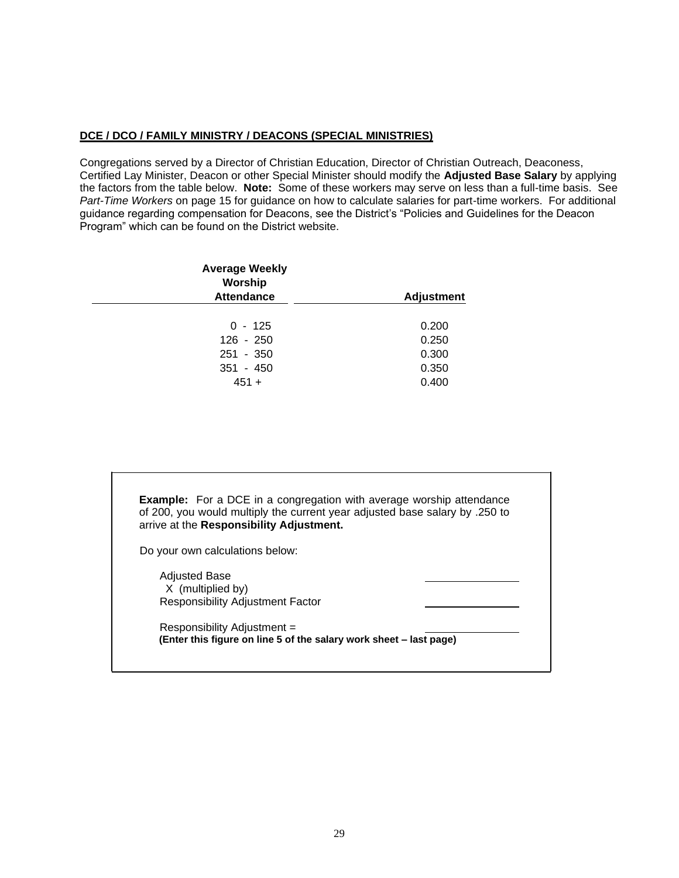## DCE / DCO / FAMILY MINISTRY / DEACONS (SPECIAL MINISTRIES)

Congregations served by a Director of Christian Education, Director of Christian Outreach, Deaconess, Certified Lay Minister, Deacon or other Special Minister should modify the **Adjusted Base Salary** by applying the factors from the table below. **Note:** Some of these workers may serve on less than a full-time basis. See *Part-Time Workers* on page 15 for guidance on how to calculate salaries for part-time workers. For additional guidance regarding compensation for Deacons, see the District's "Policies and Guidelines for the Deacon Program" which can be found on the District website.

| Average Weekly Worship Attendance | Adjustment |
|---|---|
| 0 - 125 | 0.200 |
| 126 - 250 | 0.250 |
| 251 - 350 | 0.300 |
| 351 - 450 | 0.350 |
| 451 + | 0.400 |

**Example:** For a DCE in a congregation with average worship attendance of 200, you would multiply the current year adjusted base salary by .250 to arrive at the **Responsibility Adjustment.**

Do your own calculations below:

Adjusted Base ____________
X (multiplied by)
Responsibility Adjustment Factor ____________

Responsibility Adjustment = ____________
**(Enter this figure on line 5 of the salary work sheet – last page)**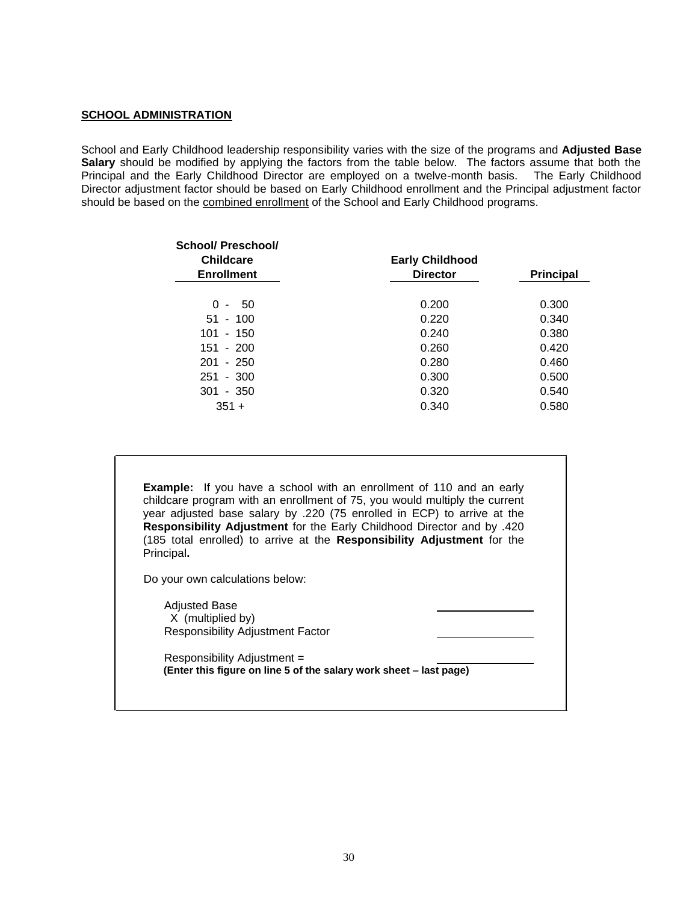## SCHOOL ADMINISTRATION

School and Early Childhood leadership responsibility varies with the size of the programs and **Adjusted Base Salary** should be modified by applying the factors from the table below. The factors assume that both the Principal and the Early Childhood Director are employed on a twelve-month basis. The Early Childhood Director adjustment factor should be based on Early Childhood enrollment and the Principal adjustment factor should be based on the combined enrollment of the School and Early Childhood programs.

| School/ Preschool/ Childcare Enrollment | Early Childhood Director | Principal |
|---|---|---|
| 0 - 50 | 0.200 | 0.300 |
| 51 - 100 | 0.220 | 0.340 |
| 101 - 150 | 0.240 | 0.380 |
| 151 - 200 | 0.260 | 0.420 |
| 201 - 250 | 0.280 | 0.460 |
| 251 - 300 | 0.300 | 0.500 |
| 301 - 350 | 0.320 | 0.540 |
| 351 + | 0.340 | 0.580 |

**Example:** If you have a school with an enrollment of 110 and an early childcare program with an enrollment of 75, you would multiply the current year adjusted base salary by .220 (75 enrolled in ECP) to arrive at the **Responsibility Adjustment** for the Early Childhood Director and by .420 (185 total enrolled) to arrive at the **Responsibility Adjustment** for the Principal**.**

Do your own calculations below:

Adjusted Base ______________
X (multiplied by)
Responsibility Adjustment Factor ______________

Responsibility Adjustment = ______________
**(Enter this figure on line 5 of the salary work sheet – last page)**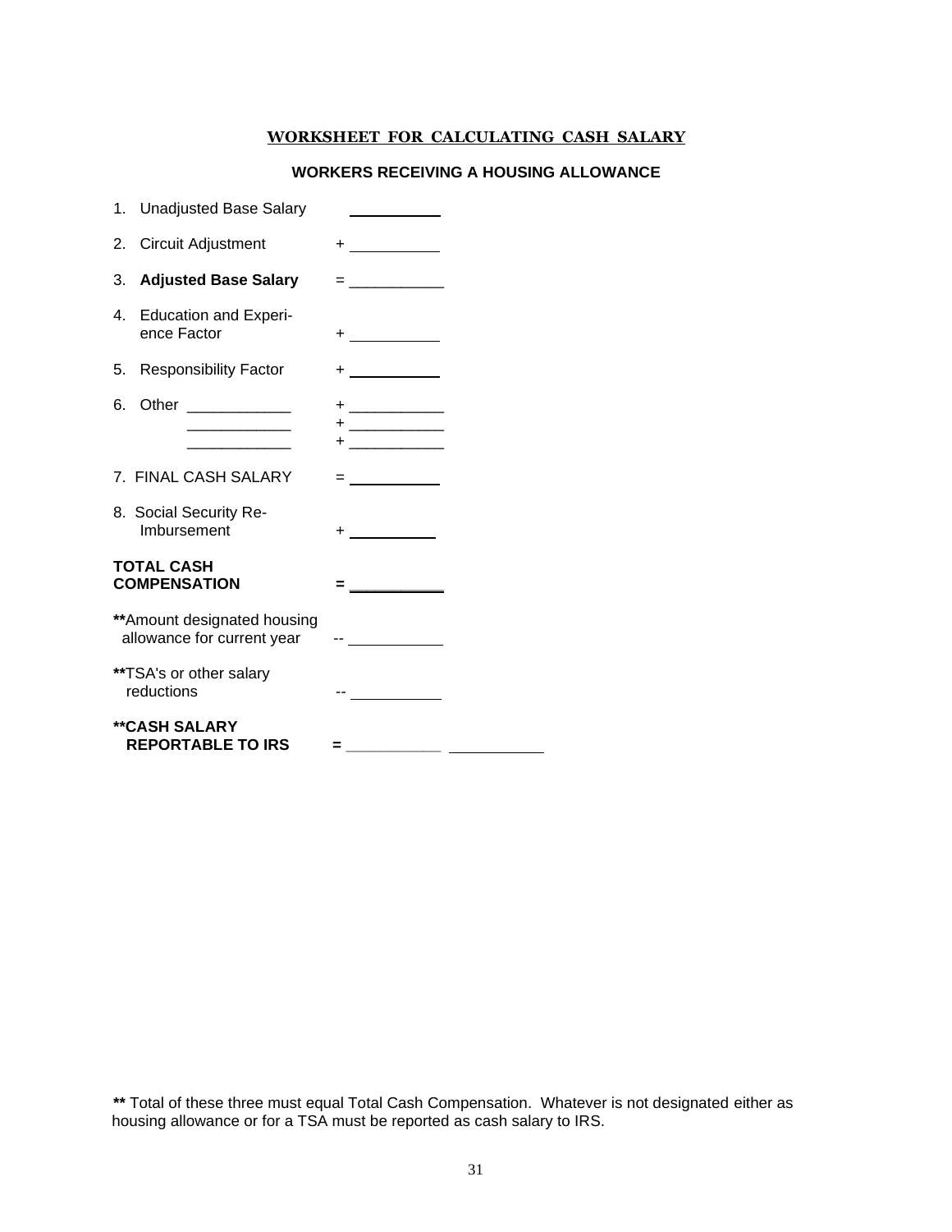## WORKSHEET FOR CALCULATING CASH SALARY

### WORKERS RECEIVING A HOUSING ALLOWANCE

| | | |
|---|---|---|
| 1. Unadjusted Base Salary | ___________ | |
| 2. Circuit Adjustment | + ___________ | |
| 3. **Adjusted Base Salary** | = ___________ | |
| 4. Education and Experience Factor | + ___________ | |
| 5. Responsibility Factor | + ___________ | |
| 6. Other ____________ | + ___________ | |
| ____________ | + ___________ | |
| ____________ | + ___________ | |
| 7. FINAL CASH SALARY | = ___________ | |
| 8. Social Security Re-Imbursement | + ___________ | |
| **TOTAL CASH COMPENSATION** | **=** ___________ | |
| **Amount designated housing allowance for current year | -- ___________ | |
| **TSA's or other salary reductions | -- ___________ | |
| **CASH SALARY REPORTABLE TO IRS** | **=** ___________ | ___________ |

** Total of these three must equal Total Cash Compensation. Whatever is not designated either as housing allowance or for a TSA must be reported as cash salary to IRS.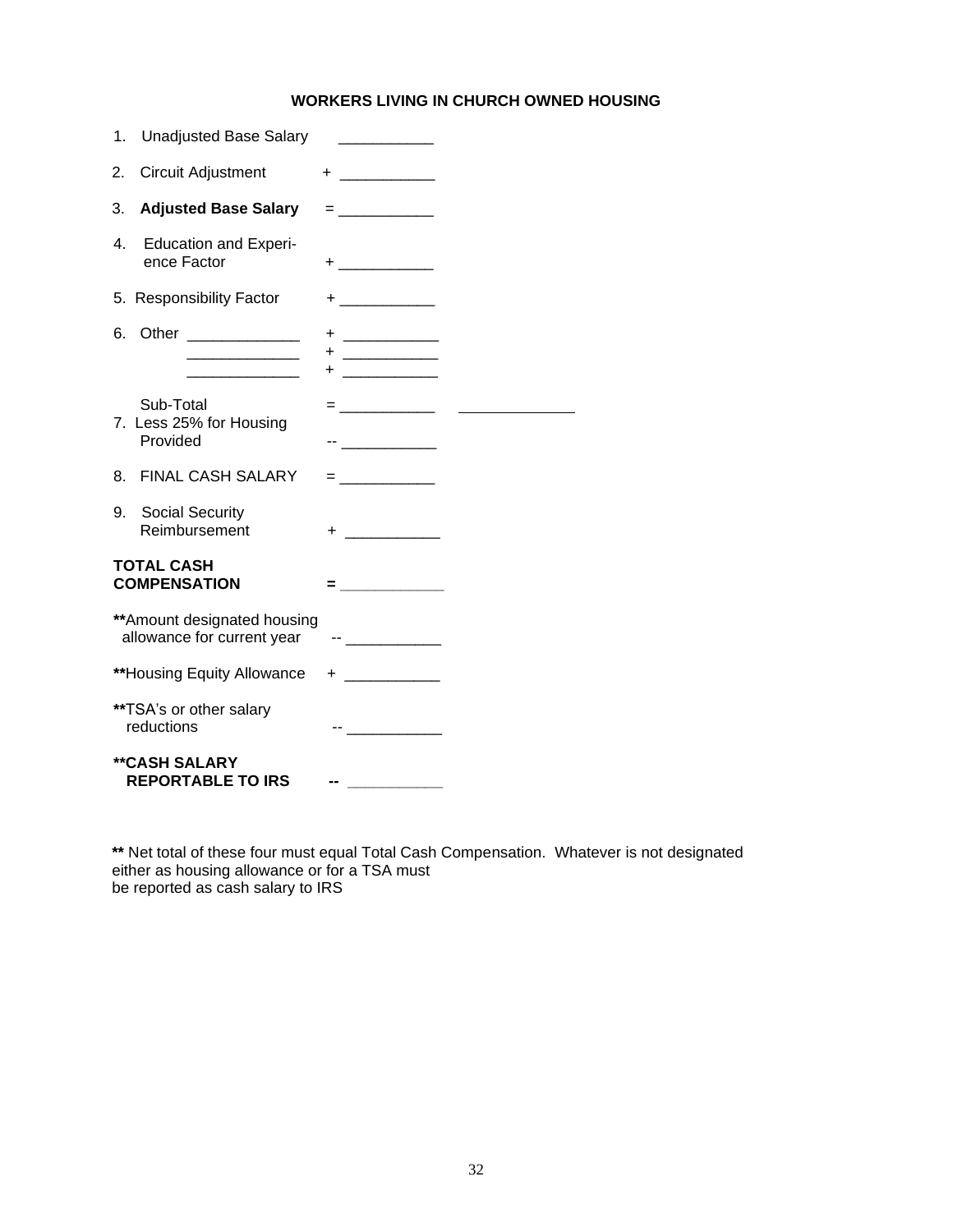**WORKERS LIVING IN CHURCH OWNED HOUSING**

| | | |
|---|---|---|
| 1. Unadjusted Base Salary | ___________ | |
| 2. Circuit Adjustment | + ___________ | |
| 3. **Adjusted Base Salary** | = ___________ | |
| 4. Education and Experience Factor | + ___________ | |
| 5. Responsibility Factor | + ___________ | |
| 6. Other _____________ | + ___________ | |
| _____________ | + ___________ | |
| _____________ | + ___________ | |
| Sub-Total | = ___________ | _____________ |
| 7. Less 25% for Housing Provided | -- ___________ | |
| 8. FINAL CASH SALARY | = ___________ | |
| 9. Social Security Reimbursement | + ___________ | |
| **TOTAL CASH COMPENSATION** | **= ___________** | |
| **Amount designated housing allowance for current year | -- ___________ | |
| **Housing Equity Allowance | + ___________ | |
| **TSA's or other salary reductions | -- ___________ | |
| **\*\*CASH SALARY REPORTABLE TO IRS** | **-- ___________** | |

** Net total of these four must equal Total Cash Compensation. Whatever is not designated either as housing allowance or for a TSA must be reported as cash salary to IRS